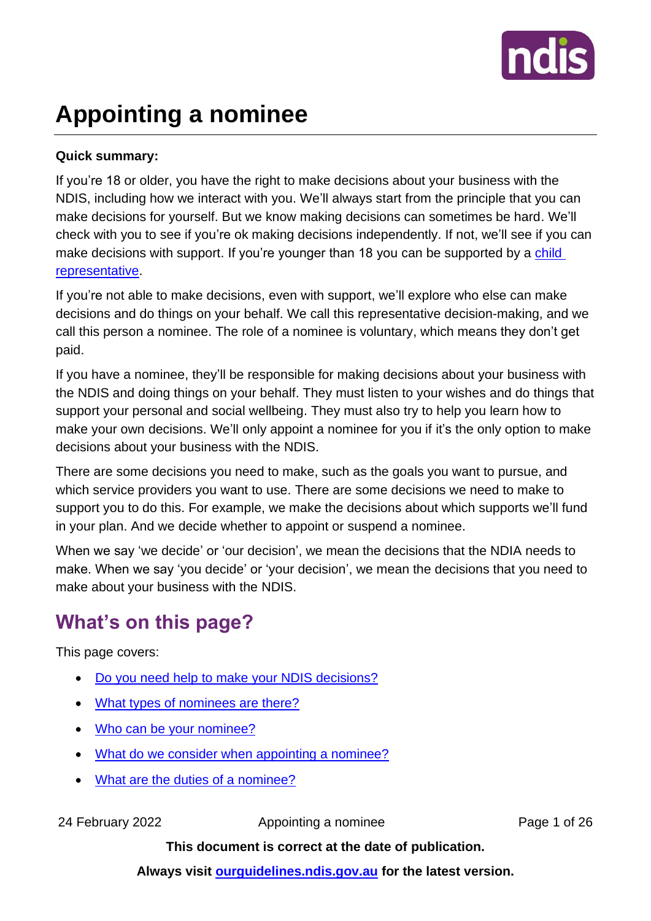# Appointing a nominee

**Quick summary:**

If you're 18 or older, you have the right to make decisions about your business with the NDIS, including how we interact with you. We'll always start from the principle that you can make decisions for yourself. But we know making decisions can sometimes be hard. We'll check with you to see if you're ok making decisions independently. If not, we'll see if you can make decisions with support. If you're younger than 18 you can be supported by a child representative.

If you're not able to make decisions, even with support, we'll explore who else can make decisions and do things on your behalf. We call this representative decision-making, and we call this person a nominee. The role of a nominee is voluntary, which means they don't get paid.

If you have a nominee, they'll be responsible for making decisions about your business with the NDIS and doing things on your behalf. They must listen to your wishes and do things that support your personal and social wellbeing. They must also try to help you learn how to make your own decisions. We'll only appoint a nominee for you if it's the only option to make decisions about your business with the NDIS.

There are some decisions you need to make, such as the goals you want to pursue, and which service providers you want to use. There are some decisions we need to make to support you to do this. For example, we make the decisions about which supports we'll fund in your plan. And we decide whether to appoint or suspend a nominee.

When we say 'we decide' or 'our decision', we mean the decisions that the NDIA needs to make. When we say 'you decide' or 'your decision', we mean the decisions that you need to make about your business with the NDIS.

## What's on this page?

This page covers:

- Do you need help to make your NDIS decisions?
- What types of nominees are there?
- Who can be your nominee?
- What do we consider when appointing a nominee?
- What are the duties of a nominee?

**This document is correct at the date of publication.**

**Always visit ourguidelines.ndis.gov.au for the latest version.**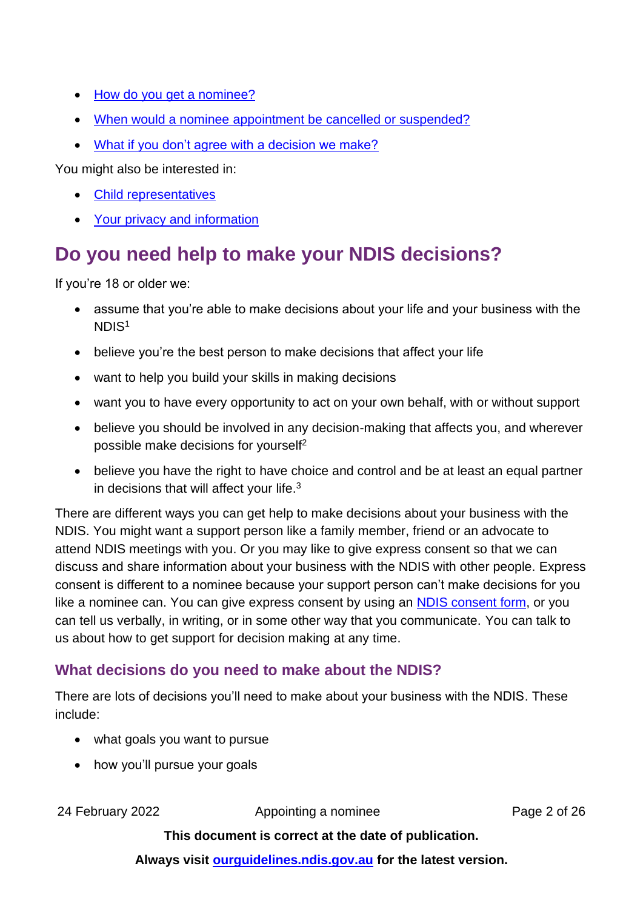- How do you get a nominee?
- When would a nominee appointment be cancelled or suspended?
- What if you don't agree with a decision we make?

You might also be interested in:

- Child representatives
- Your privacy and information

## Do you need help to make your NDIS decisions?

If you're 18 or older we:

- assume that you're able to make decisions about your life and your business with the NDIS[1]
- believe you're the best person to make decisions that affect your life
- want to help you build your skills in making decisions
- want you to have every opportunity to act on your own behalf, with or without support
- believe you should be involved in any decision-making that affects you, and wherever possible make decisions for yourself[2]
- believe you have the right to have choice and control and be at least an equal partner in decisions that will affect your life.[3]

There are different ways you can get help to make decisions about your business with the NDIS. You might want a support person like a family member, friend or an advocate to attend NDIS meetings with you. Or you may like to give express consent so that we can discuss and share information about your business with the NDIS with other people. Express consent is different to a nominee because your support person can't make decisions for you like a nominee can. You can give express consent by using an NDIS consent form, or you can tell us verbally, in writing, or in some other way that you communicate. You can talk to us about how to get support for decision making at any time.

### What decisions do you need to make about the NDIS?

There are lots of decisions you'll need to make about your business with the NDIS. These include:

- what goals you want to pursue
- how you'll pursue your goals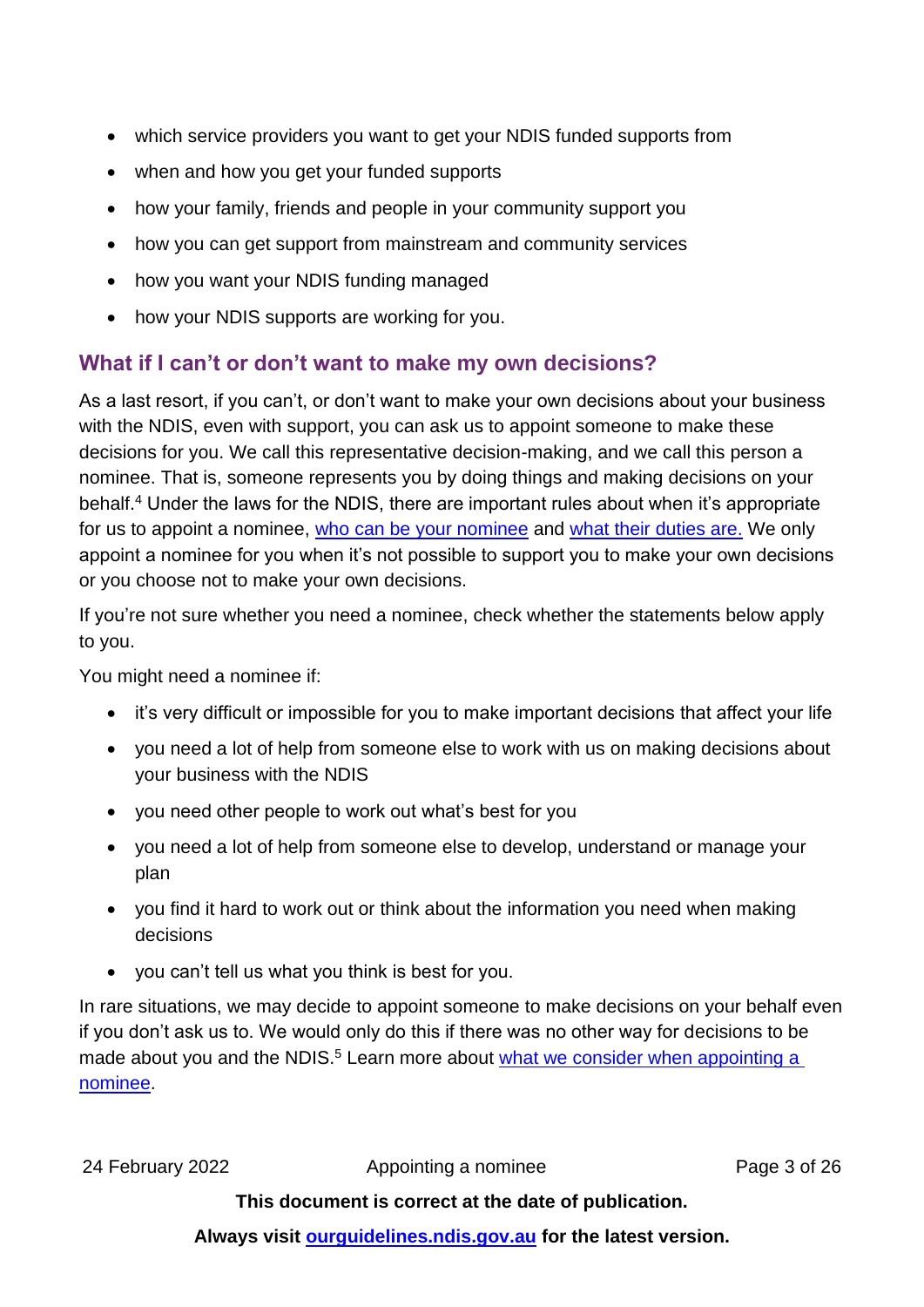- which service providers you want to get your NDIS funded supports from
- when and how you get your funded supports
- how your family, friends and people in your community support you
- how you can get support from mainstream and community services
- how you want your NDIS funding managed
- how your NDIS supports are working for you.

## What if I can't or don't want to make my own decisions?

As a last resort, if you can't, or don't want to make your own decisions about your business with the NDIS, even with support, you can ask us to appoint someone to make these decisions for you. We call this representative decision-making, and we call this person a nominee. That is, someone represents you by doing things and making decisions on your behalf.[4] Under the laws for the NDIS, there are important rules about when it's appropriate for us to appoint a nominee, [who can be your nominee](#) and [what their duties are.](#) We only appoint a nominee for you when it's not possible to support you to make your own decisions or you choose not to make your own decisions.

If you're not sure whether you need a nominee, check whether the statements below apply to you.

You might need a nominee if:

- it's very difficult or impossible for you to make important decisions that affect your life
- you need a lot of help from someone else to work with us on making decisions about your business with the NDIS
- you need other people to work out what's best for you
- you need a lot of help from someone else to develop, understand or manage your plan
- you find it hard to work out or think about the information you need when making decisions
- you can't tell us what you think is best for you.

In rare situations, we may decide to appoint someone to make decisions on your behalf even if you don't ask us to. We would only do this if there was no other way for decisions to be made about you and the NDIS.[5] Learn more about [what we consider when appointing a nominee](#).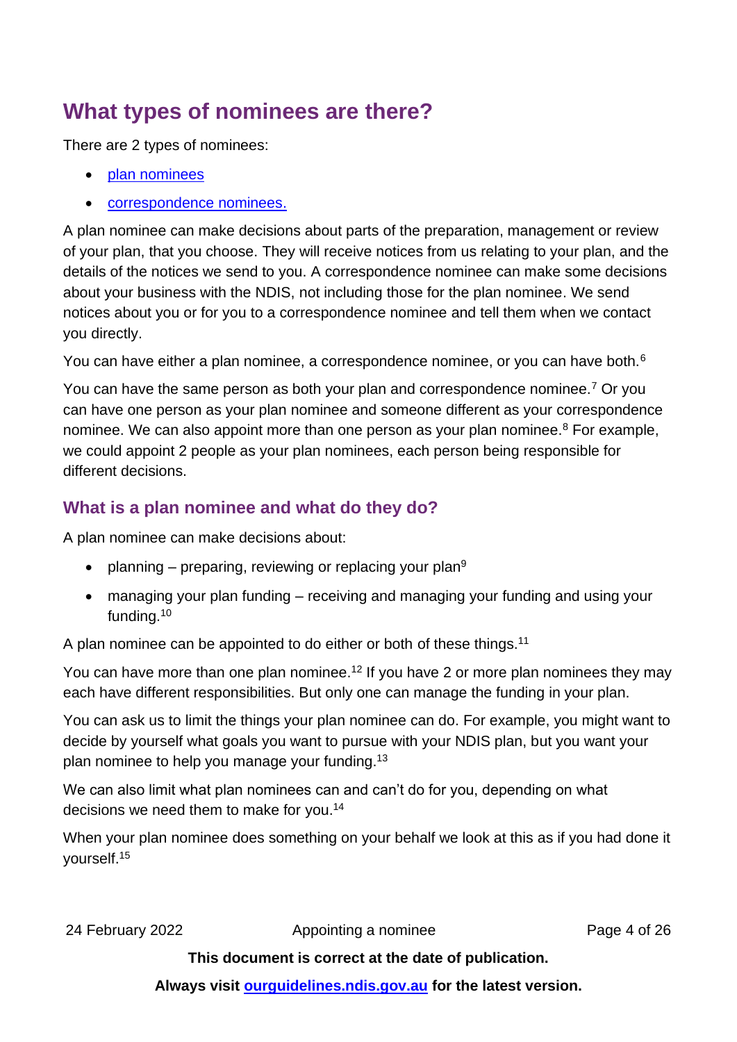## What types of nominees are there?

There are 2 types of nominees:

- plan nominees
- correspondence nominees.

A plan nominee can make decisions about parts of the preparation, management or review of your plan, that you choose. They will receive notices from us relating to your plan, and the details of the notices we send to you. A correspondence nominee can make some decisions about your business with the NDIS, not including those for the plan nominee. We send notices about you or for you to a correspondence nominee and tell them when we contact you directly.

You can have either a plan nominee, a correspondence nominee, or you can have both.[6]

You can have the same person as both your plan and correspondence nominee.[7] Or you can have one person as your plan nominee and someone different as your correspondence nominee. We can also appoint more than one person as your plan nominee.[8] For example, we could appoint 2 people as your plan nominees, each person being responsible for different decisions.

### What is a plan nominee and what do they do?

A plan nominee can make decisions about:

- planning – preparing, reviewing or replacing your plan[9]
- managing your plan funding – receiving and managing your funding and using your funding.[10]

A plan nominee can be appointed to do either or both of these things.[11]

You can have more than one plan nominee.[12] If you have 2 or more plan nominees they may each have different responsibilities. But only one can manage the funding in your plan.

You can ask us to limit the things your plan nominee can do. For example, you might want to decide by yourself what goals you want to pursue with your NDIS plan, but you want your plan nominee to help you manage your funding.[13]

We can also limit what plan nominees can and can't do for you, depending on what decisions we need them to make for you.[14]

When your plan nominee does something on your behalf we look at this as if you had done it yourself.[15]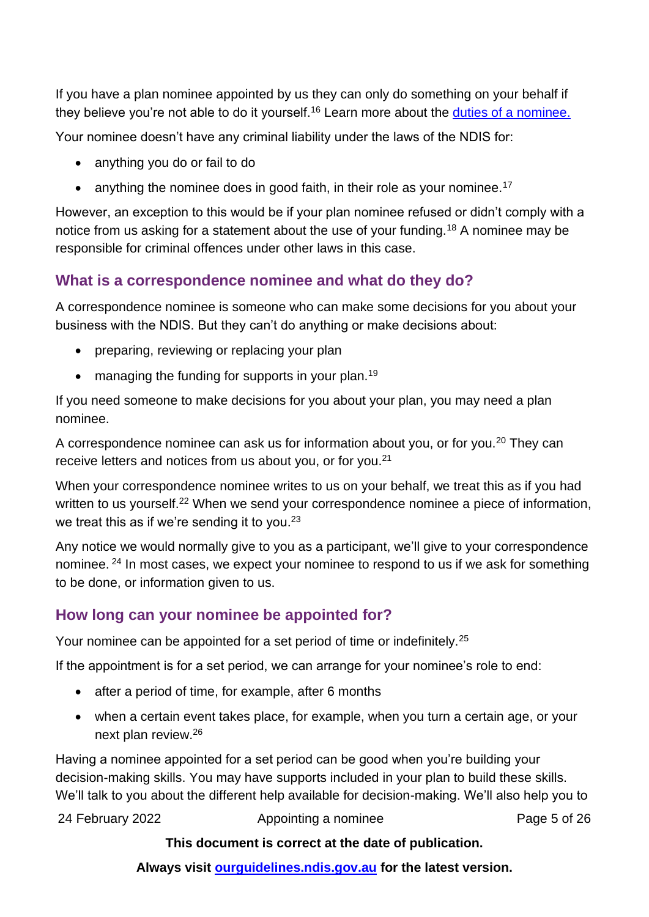If you have a plan nominee appointed by us they can only do something on your behalf if they believe you're not able to do it yourself.[16] Learn more about the [duties of a nominee.]

Your nominee doesn't have any criminal liability under the laws of the NDIS for:

- anything you do or fail to do
- anything the nominee does in good faith, in their role as your nominee.[17]

However, an exception to this would be if your plan nominee refused or didn't comply with a notice from us asking for a statement about the use of your funding.[18] A nominee may be responsible for criminal offences under other laws in this case.

## What is a correspondence nominee and what do they do?

A correspondence nominee is someone who can make some decisions for you about your business with the NDIS. But they can't do anything or make decisions about:

- preparing, reviewing or replacing your plan
- managing the funding for supports in your plan.[19]

If you need someone to make decisions for you about your plan, you may need a plan nominee.

A correspondence nominee can ask us for information about you, or for you.[20] They can receive letters and notices from us about you, or for you.[21]

When your correspondence nominee writes to us on your behalf, we treat this as if you had written to us yourself.[22] When we send your correspondence nominee a piece of information, we treat this as if we're sending it to you.[23]

Any notice we would normally give to you as a participant, we'll give to your correspondence nominee. [24] In most cases, we expect your nominee to respond to us if we ask for something to be done, or information given to us.

## How long can your nominee be appointed for?

Your nominee can be appointed for a set period of time or indefinitely.[25]

If the appointment is for a set period, we can arrange for your nominee's role to end:

- after a period of time, for example, after 6 months
- when a certain event takes place, for example, when you turn a certain age, or your next plan review.[26]

Having a nominee appointed for a set period can be good when you're building your decision-making skills. You may have supports included in your plan to build these skills. We'll talk to you about the different help available for decision-making. We'll also help you to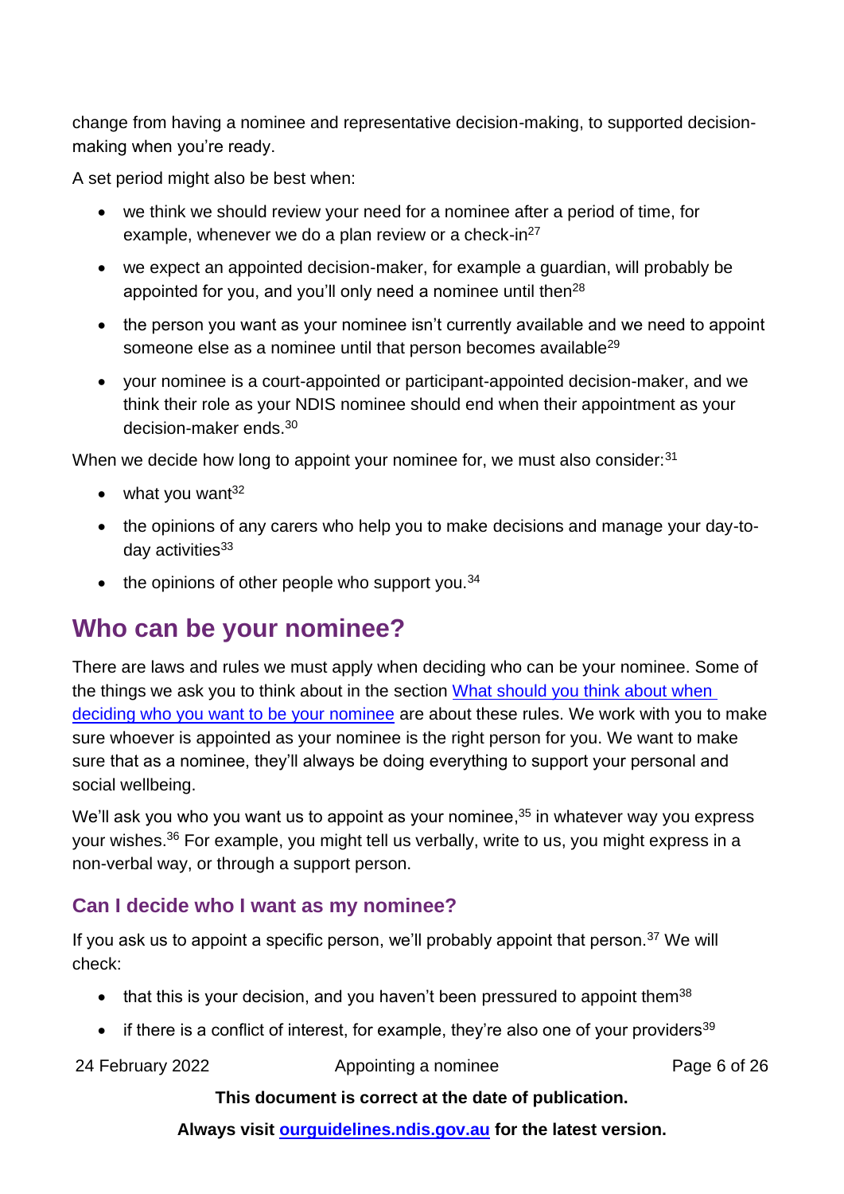change from having a nominee and representative decision-making, to supported decision-making when you're ready.

A set period might also be best when:

- we think we should review your need for a nominee after a period of time, for example, whenever we do a plan review or a check-in[27]
- we expect an appointed decision-maker, for example a guardian, will probably be appointed for you, and you'll only need a nominee until then[28]
- the person you want as your nominee isn't currently available and we need to appoint someone else as a nominee until that person becomes available[29]
- your nominee is a court-appointed or participant-appointed decision-maker, and we think their role as your NDIS nominee should end when their appointment as your decision-maker ends.[30]

When we decide how long to appoint your nominee for, we must also consider:[31]

- what you want[32]
- the opinions of any carers who help you to make decisions and manage your day-to-day activities[33]
- the opinions of other people who support you.[34]

## Who can be your nominee?

There are laws and rules we must apply when deciding who can be your nominee. Some of the things we ask you to think about in the section [What should you think about when deciding who you want to be your nominee]() are about these rules. We work with you to make sure whoever is appointed as your nominee is the right person for you. We want to make sure that as a nominee, they'll always be doing everything to support your personal and social wellbeing.

We'll ask you who you want us to appoint as your nominee,[35] in whatever way you express your wishes.[36] For example, you might tell us verbally, write to us, you might express in a non-verbal way, or through a support person.

### Can I decide who I want as my nominee?

If you ask us to appoint a specific person, we'll probably appoint that person.[37] We will check:

- that this is your decision, and you haven't been pressured to appoint them[38]
- if there is a conflict of interest, for example, they're also one of your providers[39]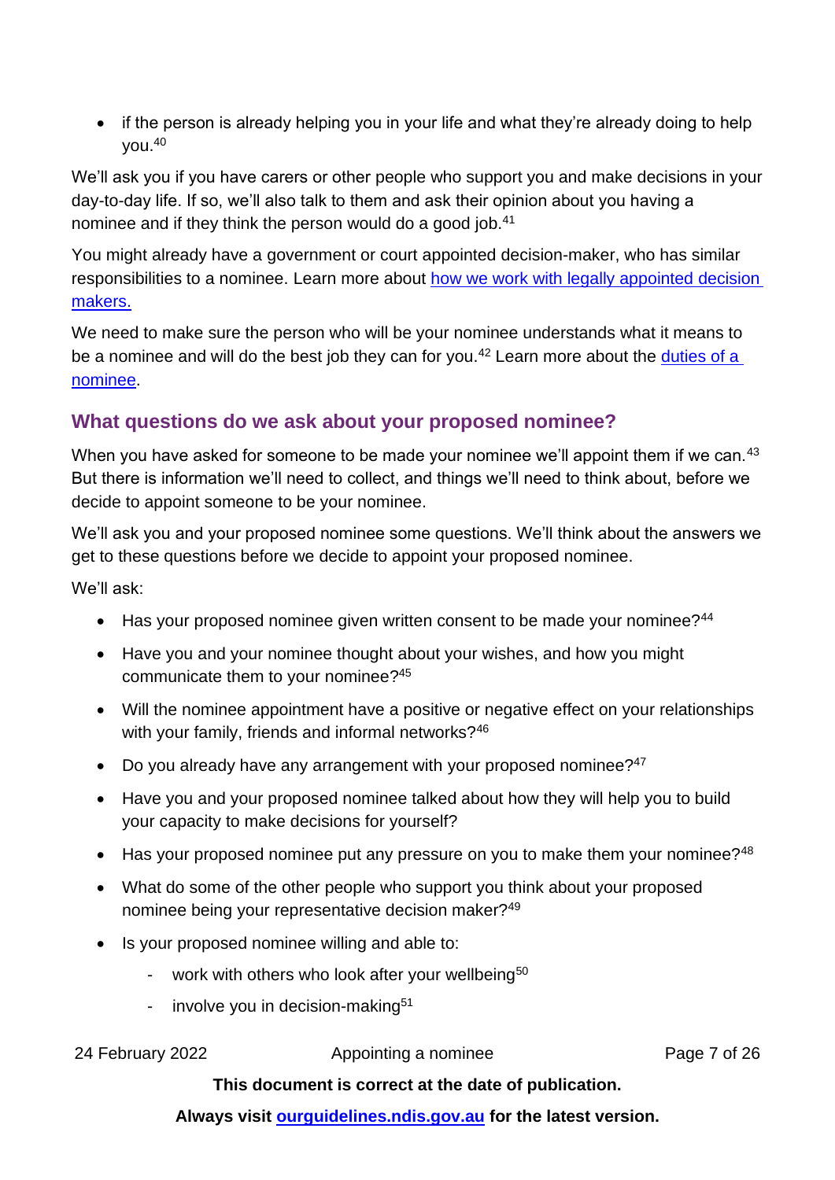- if the person is already helping you in your life and what they're already doing to help you.[40]

We'll ask you if you have carers or other people who support you and make decisions in your day-to-day life. If so, we'll also talk to them and ask their opinion about you having a nominee and if they think the person would do a good job.[41]

You might already have a government or court appointed decision-maker, who has similar responsibilities to a nominee. Learn more about [how we work with legally appointed decision makers.]()

We need to make sure the person who will be your nominee understands what it means to be a nominee and will do the best job they can for you.[42] Learn more about the [duties of a nominee]().

## What questions do we ask about your proposed nominee?

When you have asked for someone to be made your nominee we'll appoint them if we can.[43] But there is information we'll need to collect, and things we'll need to think about, before we decide to appoint someone to be your nominee.

We'll ask you and your proposed nominee some questions. We'll think about the answers we get to these questions before we decide to appoint your proposed nominee.

We'll ask:

- Has your proposed nominee given written consent to be made your nominee?[44]
- Have you and your nominee thought about your wishes, and how you might communicate them to your nominee?[45]
- Will the nominee appointment have a positive or negative effect on your relationships with your family, friends and informal networks?[46]
- Do you already have any arrangement with your proposed nominee?[47]
- Have you and your proposed nominee talked about how they will help you to build your capacity to make decisions for yourself?
- Has your proposed nominee put any pressure on you to make them your nominee?[48]
- What do some of the other people who support you think about your proposed nominee being your representative decision maker?[49]
- Is your proposed nominee willing and able to:
  - work with others who look after your wellbeing[50]
  - involve you in decision-making[51]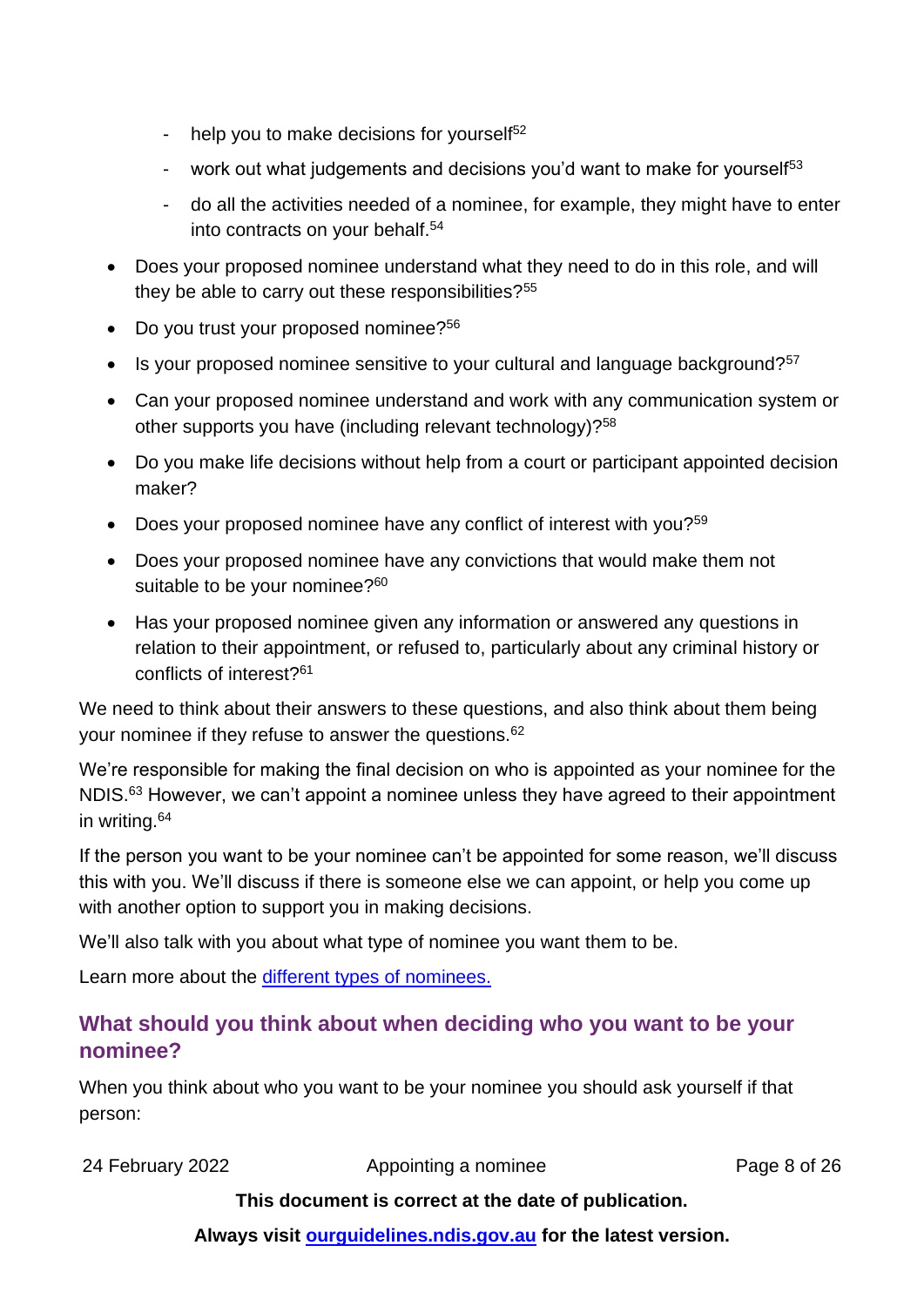- help you to make decisions for yourself[52]
  - work out what judgements and decisions you'd want to make for yourself[53]
  - do all the activities needed of a nominee, for example, they might have to enter into contracts on your behalf.[54]
- Does your proposed nominee understand what they need to do in this role, and will they be able to carry out these responsibilities?[55]
- Do you trust your proposed nominee?[56]
- Is your proposed nominee sensitive to your cultural and language background?[57]
- Can your proposed nominee understand and work with any communication system or other supports you have (including relevant technology)?[58]
- Do you make life decisions without help from a court or participant appointed decision maker?
- Does your proposed nominee have any conflict of interest with you?[59]
- Does your proposed nominee have any convictions that would make them not suitable to be your nominee?[60]
- Has your proposed nominee given any information or answered any questions in relation to their appointment, or refused to, particularly about any criminal history or conflicts of interest?[61]

We need to think about their answers to these questions, and also think about them being your nominee if they refuse to answer the questions.[62]

We're responsible for making the final decision on who is appointed as your nominee for the NDIS.[63] However, we can't appoint a nominee unless they have agreed to their appointment in writing.[64]

If the person you want to be your nominee can't be appointed for some reason, we'll discuss this with you. We'll discuss if there is someone else we can appoint, or help you come up with another option to support you in making decisions.

We'll also talk with you about what type of nominee you want them to be.

Learn more about the [different types of nominees.]

## What should you think about when deciding who you want to be your nominee?

When you think about who you want to be your nominee you should ask yourself if that person: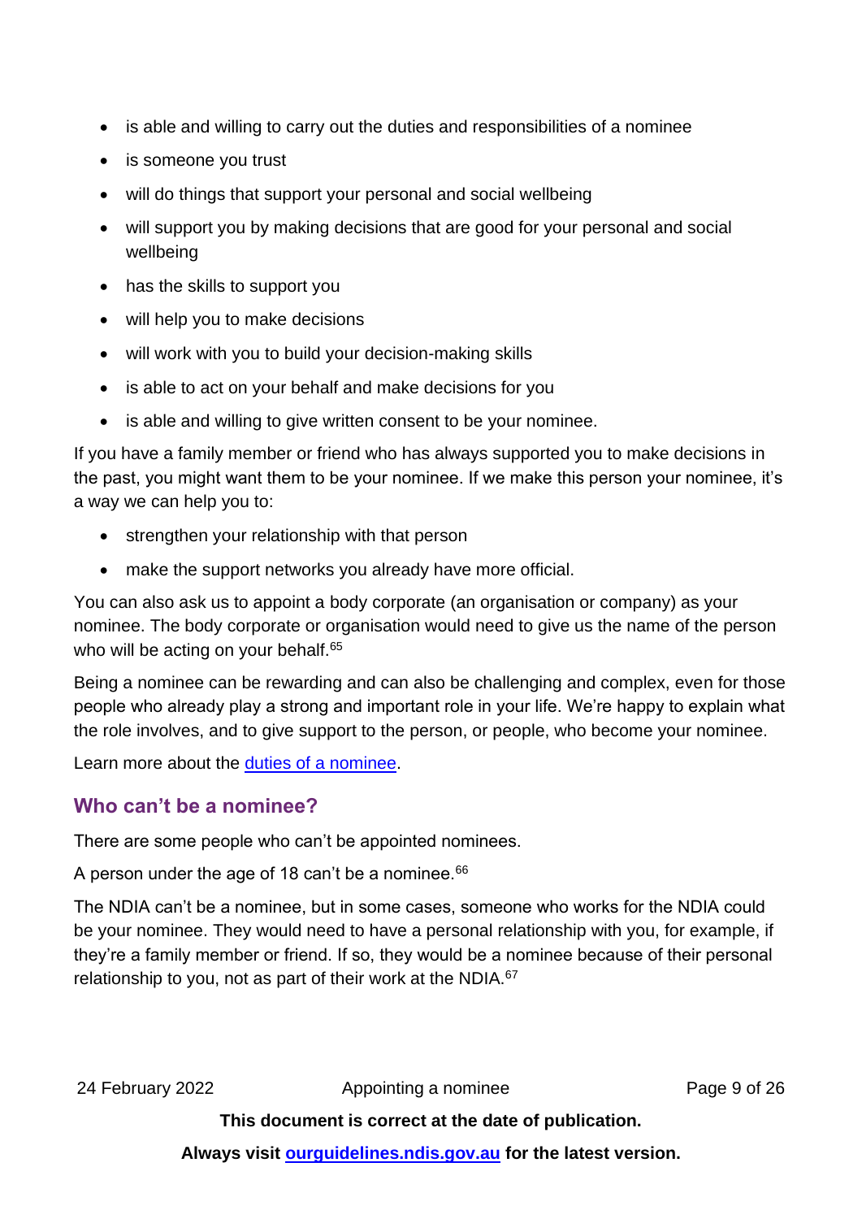- is able and willing to carry out the duties and responsibilities of a nominee
- is someone you trust
- will do things that support your personal and social wellbeing
- will support you by making decisions that are good for your personal and social wellbeing
- has the skills to support you
- will help you to make decisions
- will work with you to build your decision-making skills
- is able to act on your behalf and make decisions for you
- is able and willing to give written consent to be your nominee.

If you have a family member or friend who has always supported you to make decisions in the past, you might want them to be your nominee. If we make this person your nominee, it's a way we can help you to:

- strengthen your relationship with that person
- make the support networks you already have more official.

You can also ask us to appoint a body corporate (an organisation or company) as your nominee. The body corporate or organisation would need to give us the name of the person who will be acting on your behalf.[65]

Being a nominee can be rewarding and can also be challenging and complex, even for those people who already play a strong and important role in your life. We're happy to explain what the role involves, and to give support to the person, or people, who become your nominee.

Learn more about the [duties of a nominee](duties of a nominee).

## Who can't be a nominee?

There are some people who can't be appointed nominees.

A person under the age of 18 can't be a nominee.[66]

The NDIA can't be a nominee, but in some cases, someone who works for the NDIA could be your nominee. They would need to have a personal relationship with you, for example, if they're a family member or friend. If so, they would be a nominee because of their personal relationship to you, not as part of their work at the NDIA.[67]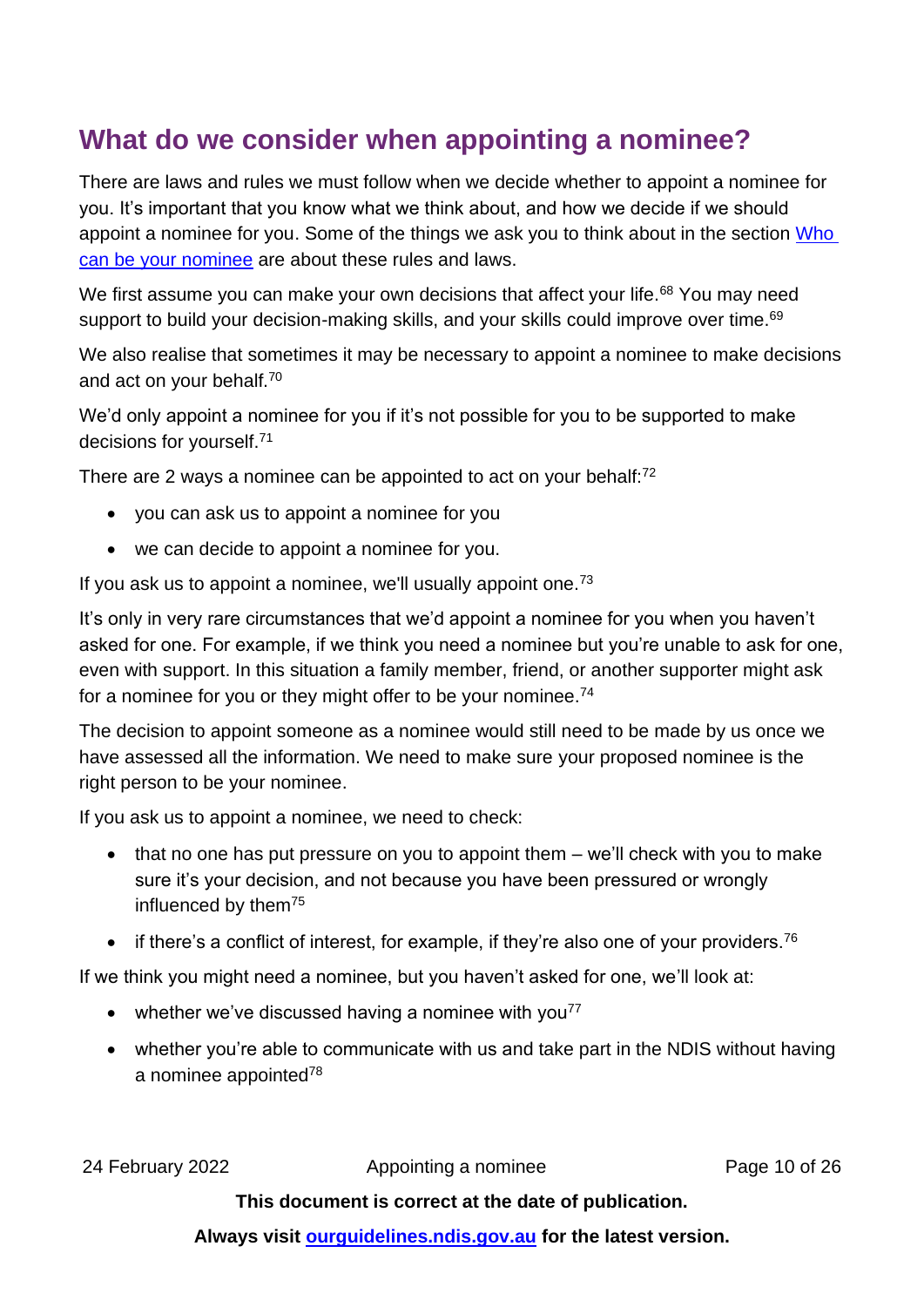## What do we consider when appointing a nominee?

There are laws and rules we must follow when we decide whether to appoint a nominee for you. It's important that you know what we think about, and how we decide if we should appoint a nominee for you. Some of the things we ask you to think about in the section [Who can be your nominee]() are about these rules and laws.

We first assume you can make your own decisions that affect your life.[68] You may need support to build your decision-making skills, and your skills could improve over time.[69]

We also realise that sometimes it may be necessary to appoint a nominee to make decisions and act on your behalf.[70]

We'd only appoint a nominee for you if it's not possible for you to be supported to make decisions for yourself.[71]

There are 2 ways a nominee can be appointed to act on your behalf:[72]

- you can ask us to appoint a nominee for you
- we can decide to appoint a nominee for you.

If you ask us to appoint a nominee, we'll usually appoint one.[73]

It's only in very rare circumstances that we'd appoint a nominee for you when you haven't asked for one. For example, if we think you need a nominee but you're unable to ask for one, even with support. In this situation a family member, friend, or another supporter might ask for a nominee for you or they might offer to be your nominee.[74]

The decision to appoint someone as a nominee would still need to be made by us once we have assessed all the information. We need to make sure your proposed nominee is the right person to be your nominee.

If you ask us to appoint a nominee, we need to check:

- that no one has put pressure on you to appoint them – we'll check with you to make sure it's your decision, and not because you have been pressured or wrongly influenced by them[75]
- if there's a conflict of interest, for example, if they're also one of your providers.[76]

If we think you might need a nominee, but you haven't asked for one, we'll look at:

- whether we've discussed having a nominee with you[77]
- whether you're able to communicate with us and take part in the NDIS without having a nominee appointed[78]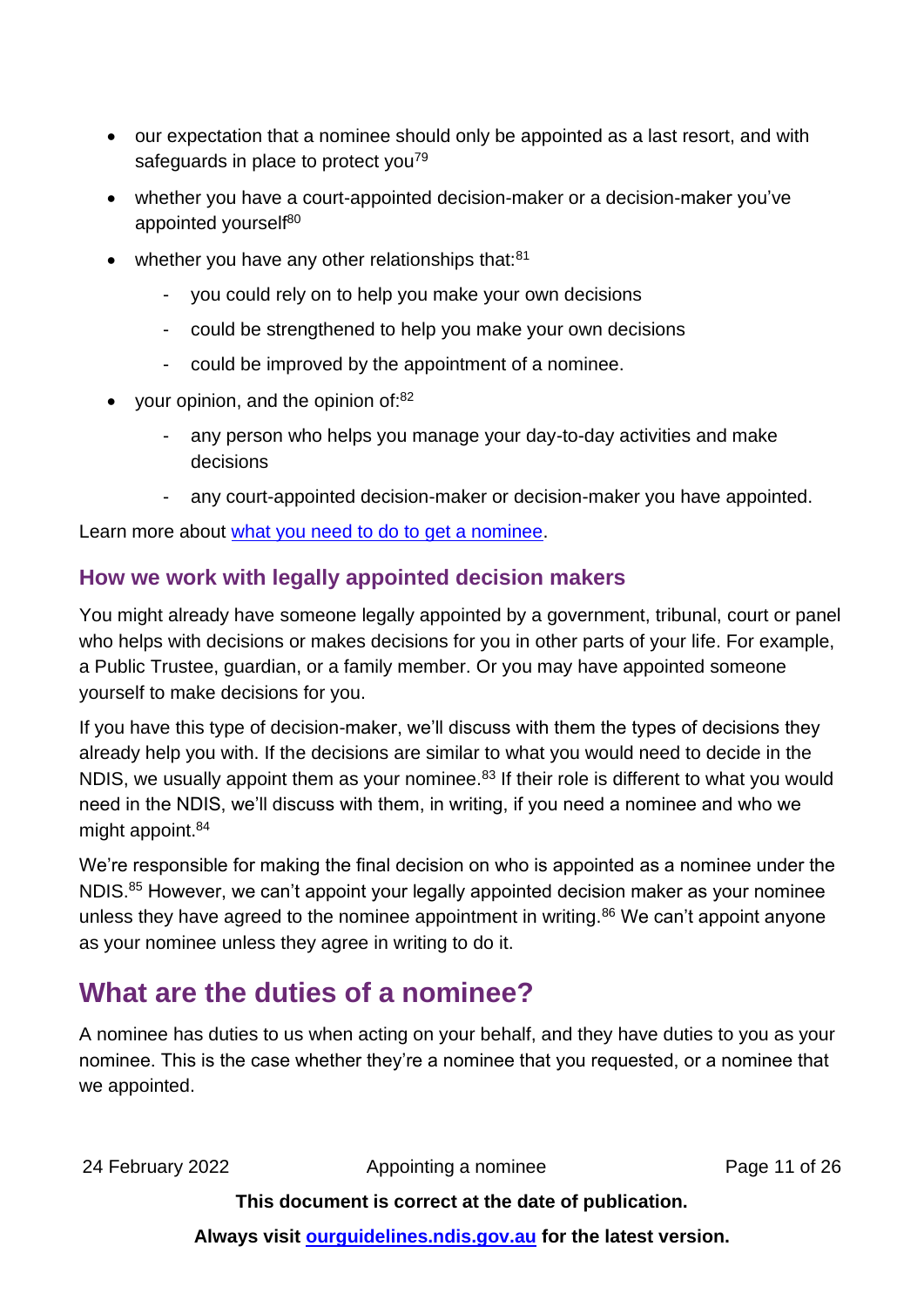- our expectation that a nominee should only be appointed as a last resort, and with safeguards in place to protect you[79]
- whether you have a court-appointed decision-maker or a decision-maker you've appointed yourself[80]
- whether you have any other relationships that:[81]
  - you could rely on to help you make your own decisions
  - could be strengthened to help you make your own decisions
  - could be improved by the appointment of a nominee.
- your opinion, and the opinion of:[82]
  - any person who helps you manage your day-to-day activities and make decisions
  - any court-appointed decision-maker or decision-maker you have appointed.

Learn more about [what you need to do to get a nominee](#).

### How we work with legally appointed decision makers

You might already have someone legally appointed by a government, tribunal, court or panel who helps with decisions or makes decisions for you in other parts of your life. For example, a Public Trustee, guardian, or a family member. Or you may have appointed someone yourself to make decisions for you.

If you have this type of decision-maker, we'll discuss with them the types of decisions they already help you with. If the decisions are similar to what you would need to decide in the NDIS, we usually appoint them as your nominee.[83] If their role is different to what you would need in the NDIS, we'll discuss with them, in writing, if you need a nominee and who we might appoint.[84]

We're responsible for making the final decision on who is appointed as a nominee under the NDIS.[85] However, we can't appoint your legally appointed decision maker as your nominee unless they have agreed to the nominee appointment in writing.[86] We can't appoint anyone as your nominee unless they agree in writing to do it.

## What are the duties of a nominee?

A nominee has duties to us when acting on your behalf, and they have duties to you as your nominee. This is the case whether they're a nominee that you requested, or a nominee that we appointed.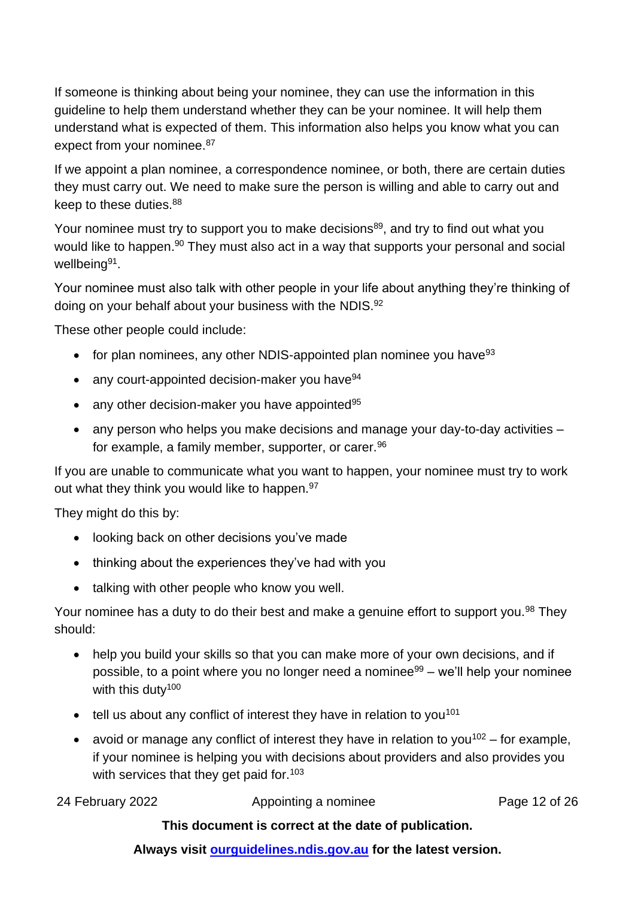If someone is thinking about being your nominee, they can use the information in this guideline to help them understand whether they can be your nominee. It will help them understand what is expected of them. This information also helps you know what you can expect from your nominee.[87]

If we appoint a plan nominee, a correspondence nominee, or both, there are certain duties they must carry out. We need to make sure the person is willing and able to carry out and keep to these duties.[88]

Your nominee must try to support you to make decisions[89], and try to find out what you would like to happen.[90] They must also act in a way that supports your personal and social wellbeing[91].

Your nominee must also talk with other people in your life about anything they're thinking of doing on your behalf about your business with the NDIS.[92]

These other people could include:

- for plan nominees, any other NDIS-appointed plan nominee you have[93]
- any court-appointed decision-maker you have[94]
- any other decision-maker you have appointed[95]
- any person who helps you make decisions and manage your day-to-day activities – for example, a family member, supporter, or carer.[96]

If you are unable to communicate what you want to happen, your nominee must try to work out what they think you would like to happen.[97]

They might do this by:

- looking back on other decisions you've made
- thinking about the experiences they've had with you
- talking with other people who know you well.

Your nominee has a duty to do their best and make a genuine effort to support you.[98] They should:

- help you build your skills so that you can make more of your own decisions, and if possible, to a point where you no longer need a nominee[99] – we'll help your nominee with this duty[100]
- tell us about any conflict of interest they have in relation to you[101]
- avoid or manage any conflict of interest they have in relation to you[102] – for example, if your nominee is helping you with decisions about providers and also provides you with services that they get paid for.[103]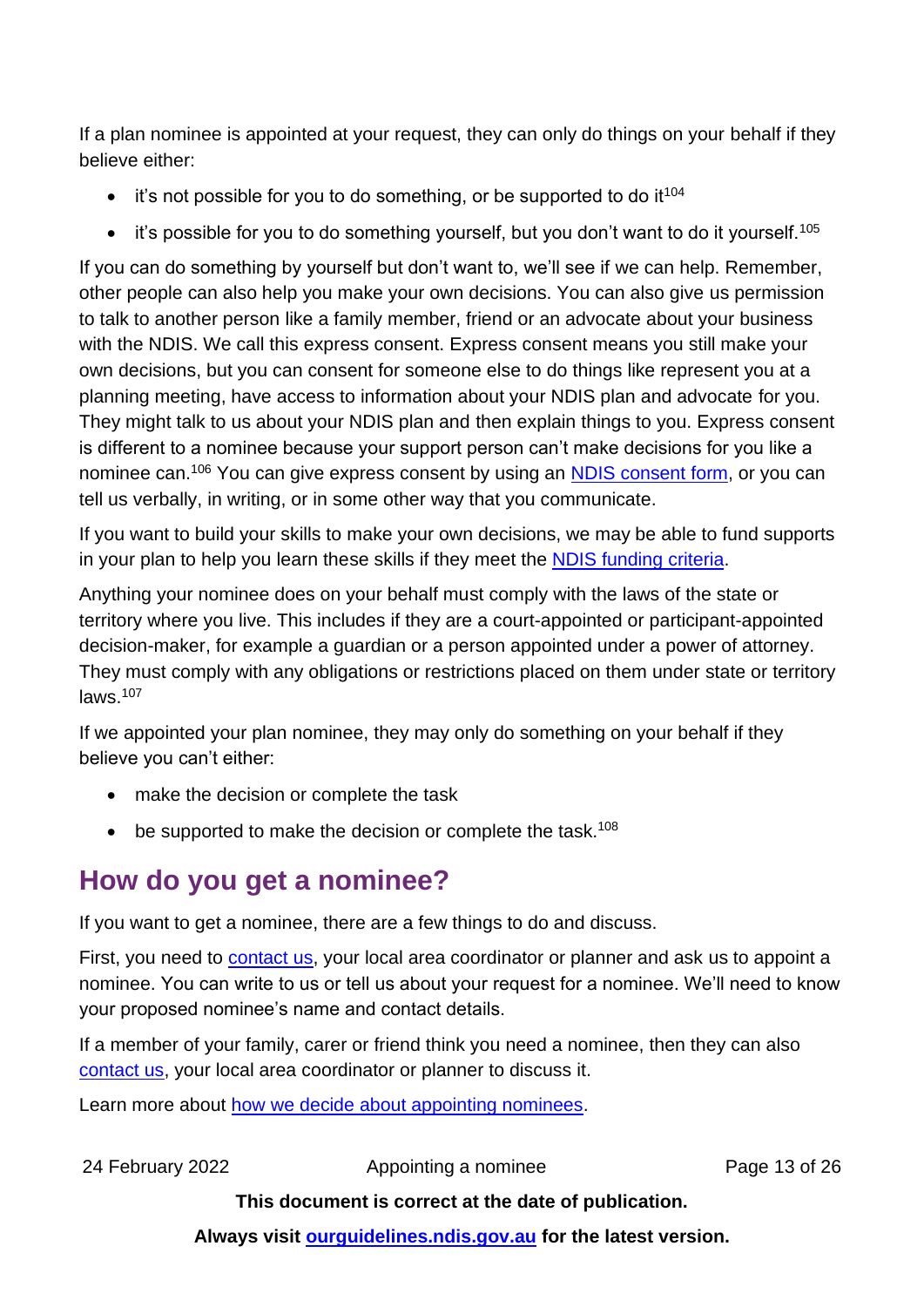If a plan nominee is appointed at your request, they can only do things on your behalf if they believe either:

- it's not possible for you to do something, or be supported to do it[104]
- it's possible for you to do something yourself, but you don't want to do it yourself.[105]

If you can do something by yourself but don't want to, we'll see if we can help. Remember, other people can also help you make your own decisions. You can also give us permission to talk to another person like a family member, friend or an advocate about your business with the NDIS. We call this express consent. Express consent means you still make your own decisions, but you can consent for someone else to do things like represent you at a planning meeting, have access to information about your NDIS plan and advocate for you. They might talk to us about your NDIS plan and then explain things to you. Express consent is different to a nominee because your support person can't make decisions for you like a nominee can.[106] You can give express consent by using an NDIS consent form, or you can tell us verbally, in writing, or in some other way that you communicate.

If you want to build your skills to make your own decisions, we may be able to fund supports in your plan to help you learn these skills if they meet the NDIS funding criteria.

Anything your nominee does on your behalf must comply with the laws of the state or territory where you live. This includes if they are a court-appointed or participant-appointed decision-maker, for example a guardian or a person appointed under a power of attorney. They must comply with any obligations or restrictions placed on them under state or territory laws.[107]

If we appointed your plan nominee, they may only do something on your behalf if they believe you can't either:

- make the decision or complete the task
- be supported to make the decision or complete the task.[108]

## How do you get a nominee?

If you want to get a nominee, there are a few things to do and discuss.

First, you need to contact us, your local area coordinator or planner and ask us to appoint a nominee. You can write to us or tell us about your request for a nominee. We'll need to know your proposed nominee's name and contact details.

If a member of your family, carer or friend think you need a nominee, then they can also contact us, your local area coordinator or planner to discuss it.

Learn more about how we decide about appointing nominees.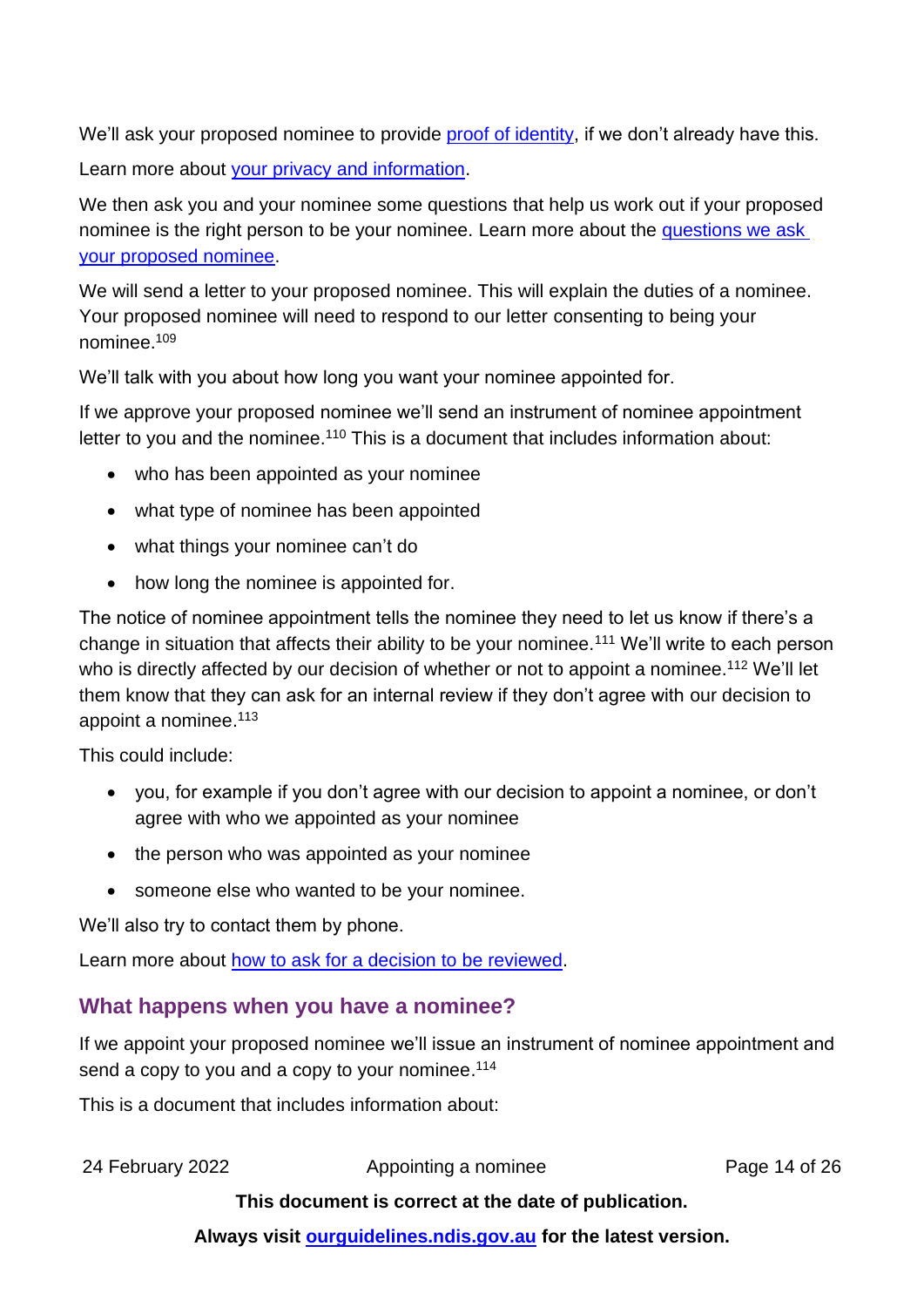We'll ask your proposed nominee to provide proof of identity, if we don't already have this.

Learn more about your privacy and information.

We then ask you and your nominee some questions that help us work out if your proposed nominee is the right person to be your nominee. Learn more about the questions we ask your proposed nominee.

We will send a letter to your proposed nominee. This will explain the duties of a nominee. Your proposed nominee will need to respond to our letter consenting to being your nominee.[109]

We'll talk with you about how long you want your nominee appointed for.

If we approve your proposed nominee we'll send an instrument of nominee appointment letter to you and the nominee.[110] This is a document that includes information about:

- who has been appointed as your nominee
- what type of nominee has been appointed
- what things your nominee can't do
- how long the nominee is appointed for.

The notice of nominee appointment tells the nominee they need to let us know if there's a change in situation that affects their ability to be your nominee.[111] We'll write to each person who is directly affected by our decision of whether or not to appoint a nominee.[112] We'll let them know that they can ask for an internal review if they don't agree with our decision to appoint a nominee.[113]

This could include:

- you, for example if you don't agree with our decision to appoint a nominee, or don't agree with who we appointed as your nominee
- the person who was appointed as your nominee
- someone else who wanted to be your nominee.

We'll also try to contact them by phone.

Learn more about how to ask for a decision to be reviewed.

## What happens when you have a nominee?

If we appoint your proposed nominee we'll issue an instrument of nominee appointment and send a copy to you and a copy to your nominee.[114]

This is a document that includes information about: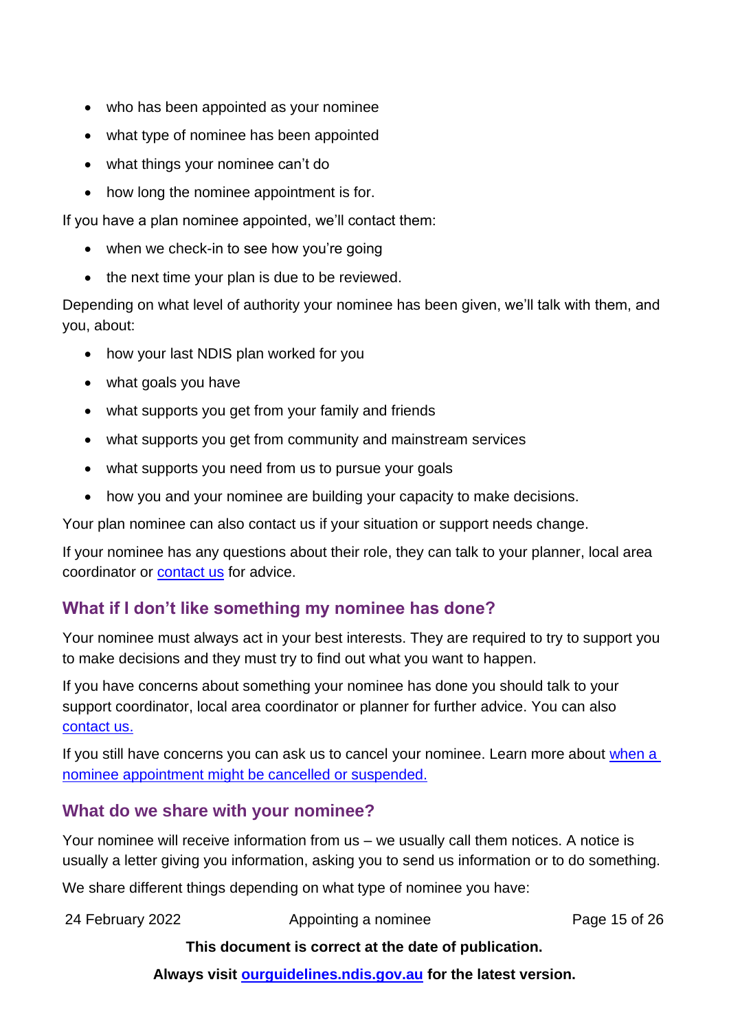- who has been appointed as your nominee
- what type of nominee has been appointed
- what things your nominee can't do
- how long the nominee appointment is for.

If you have a plan nominee appointed, we'll contact them:

- when we check-in to see how you're going
- the next time your plan is due to be reviewed.

Depending on what level of authority your nominee has been given, we'll talk with them, and you, about:

- how your last NDIS plan worked for you
- what goals you have
- what supports you get from your family and friends
- what supports you get from community and mainstream services
- what supports you need from us to pursue your goals
- how you and your nominee are building your capacity to make decisions.

Your plan nominee can also contact us if your situation or support needs change.

If your nominee has any questions about their role, they can talk to your planner, local area coordinator or [contact us](#) for advice.

## What if I don't like something my nominee has done?

Your nominee must always act in your best interests. They are required to try to support you to make decisions and they must try to find out what you want to happen.

If you have concerns about something your nominee has done you should talk to your support coordinator, local area coordinator or planner for further advice. You can also [contact us.](#)

If you still have concerns you can ask us to cancel your nominee. Learn more about [when a nominee appointment might be cancelled or suspended.](#)

## What do we share with your nominee?

Your nominee will receive information from us – we usually call them notices. A notice is usually a letter giving you information, asking you to send us information or to do something.

We share different things depending on what type of nominee you have: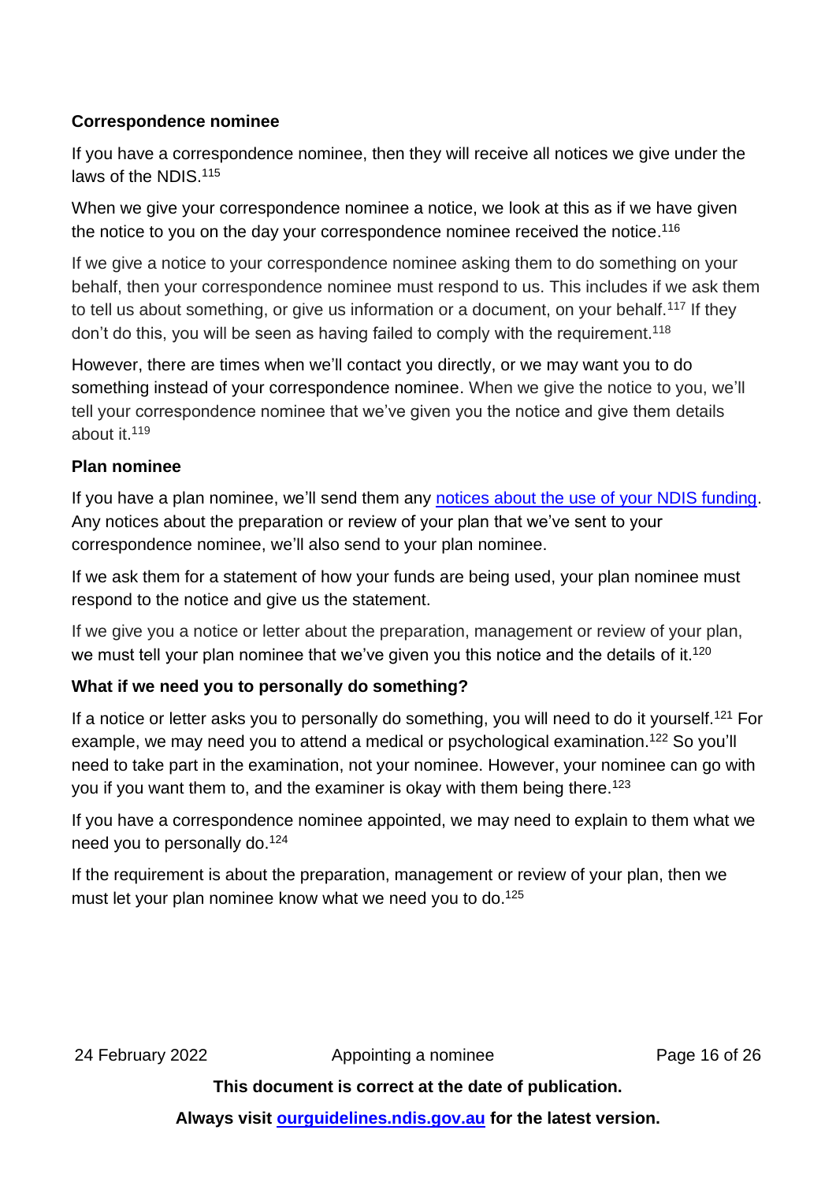### Correspondence nominee

If you have a correspondence nominee, then they will receive all notices we give under the laws of the NDIS.[115]

When we give your correspondence nominee a notice, we look at this as if we have given the notice to you on the day your correspondence nominee received the notice.[116]

If we give a notice to your correspondence nominee asking them to do something on your behalf, then your correspondence nominee must respond to us. This includes if we ask them to tell us about something, or give us information or a document, on your behalf.[117] If they don't do this, you will be seen as having failed to comply with the requirement.[118]

However, there are times when we'll contact you directly, or we may want you to do something instead of your correspondence nominee. When we give the notice to you, we'll tell your correspondence nominee that we've given you the notice and give them details about it.[119]

### Plan nominee

If you have a plan nominee, we'll send them any [notices about the use of your NDIS funding](). Any notices about the preparation or review of your plan that we've sent to your correspondence nominee, we'll also send to your plan nominee.

If we ask them for a statement of how your funds are being used, your plan nominee must respond to the notice and give us the statement.

If we give you a notice or letter about the preparation, management or review of your plan, we must tell your plan nominee that we've given you this notice and the details of it.[120]

### What if we need you to personally do something?

If a notice or letter asks you to personally do something, you will need to do it yourself.[121] For example, we may need you to attend a medical or psychological examination.[122] So you'll need to take part in the examination, not your nominee. However, your nominee can go with you if you want them to, and the examiner is okay with them being there.[123]

If you have a correspondence nominee appointed, we may need to explain to them what we need you to personally do.[124]

If the requirement is about the preparation, management or review of your plan, then we must let your plan nominee know what we need you to do.[125]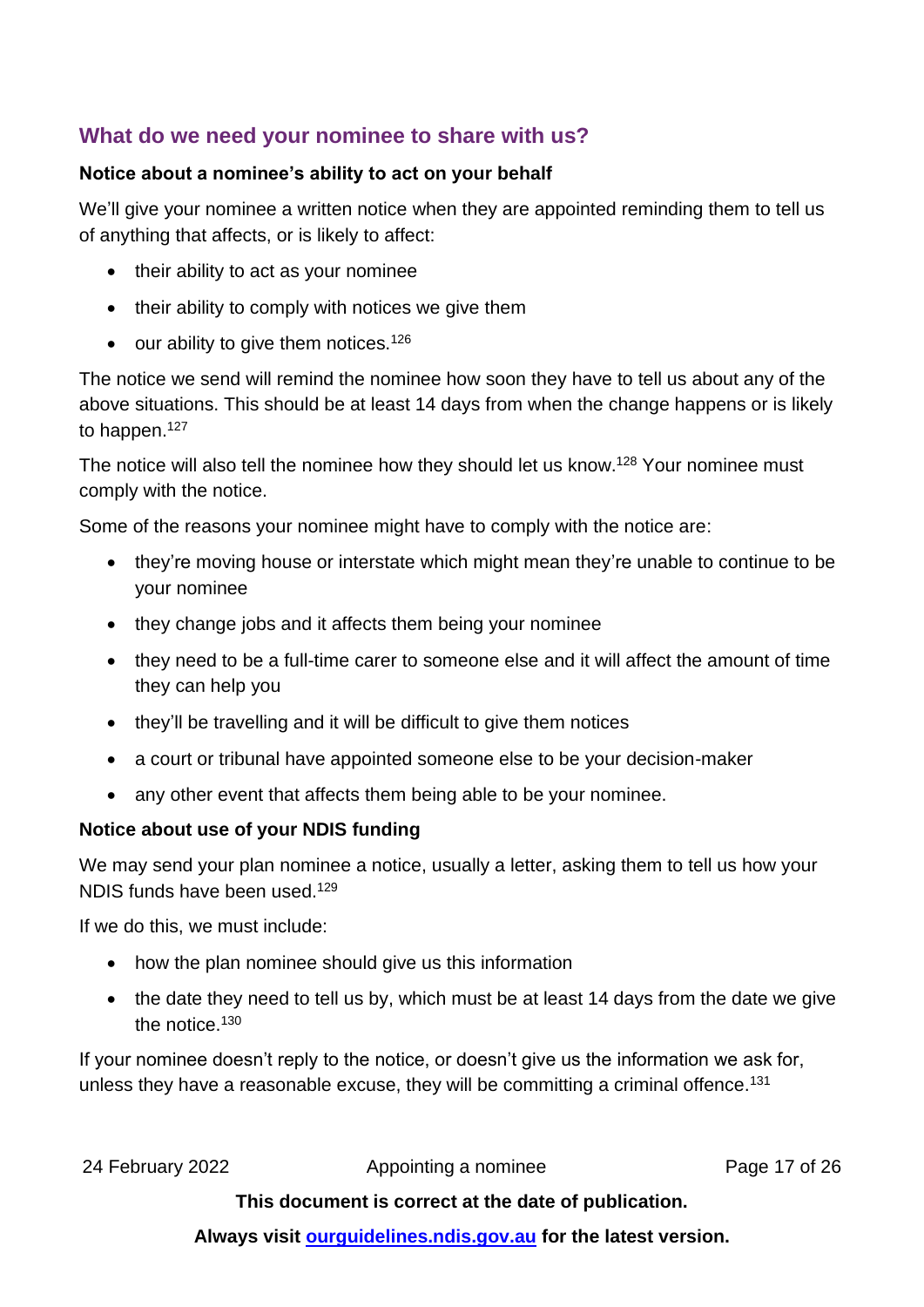## What do we need your nominee to share with us?

**Notice about a nominee's ability to act on your behalf**

We'll give your nominee a written notice when they are appointed reminding them to tell us of anything that affects, or is likely to affect:

- their ability to act as your nominee
- their ability to comply with notices we give them
- our ability to give them notices.[126]

The notice we send will remind the nominee how soon they have to tell us about any of the above situations. This should be at least 14 days from when the change happens or is likely to happen.[127]

The notice will also tell the nominee how they should let us know.[128] Your nominee must comply with the notice.

Some of the reasons your nominee might have to comply with the notice are:

- they're moving house or interstate which might mean they're unable to continue to be your nominee
- they change jobs and it affects them being your nominee
- they need to be a full-time carer to someone else and it will affect the amount of time they can help you
- they'll be travelling and it will be difficult to give them notices
- a court or tribunal have appointed someone else to be your decision-maker
- any other event that affects them being able to be your nominee.

**Notice about use of your NDIS funding**

We may send your plan nominee a notice, usually a letter, asking them to tell us how your NDIS funds have been used.[129]

If we do this, we must include:

- how the plan nominee should give us this information
- the date they need to tell us by, which must be at least 14 days from the date we give the notice.[130]

If your nominee doesn't reply to the notice, or doesn't give us the information we ask for, unless they have a reasonable excuse, they will be committing a criminal offence.[131]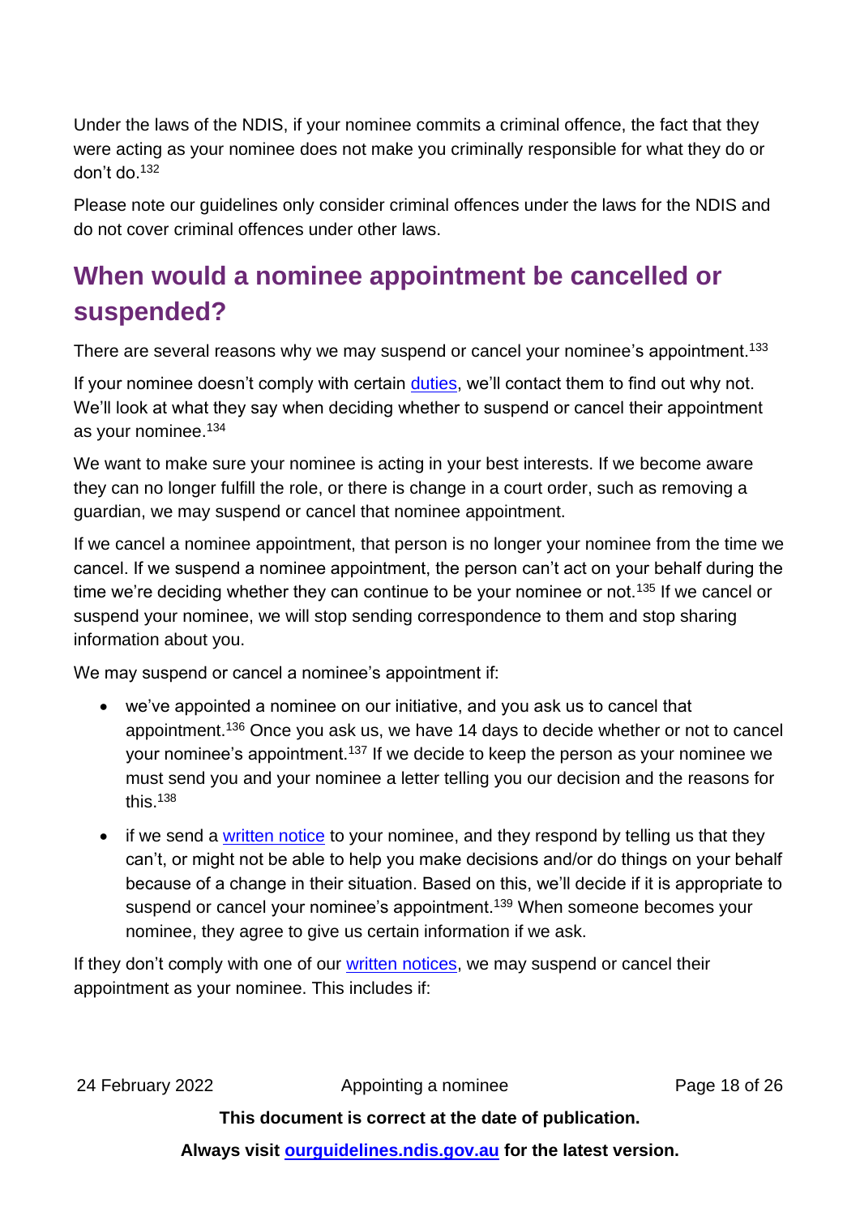Under the laws of the NDIS, if your nominee commits a criminal offence, the fact that they were acting as your nominee does not make you criminally responsible for what they do or don't do.[132]

Please note our guidelines only consider criminal offences under the laws for the NDIS and do not cover criminal offences under other laws.

## When would a nominee appointment be cancelled or suspended?

There are several reasons why we may suspend or cancel your nominee's appointment.[133]

If your nominee doesn't comply with certain duties, we'll contact them to find out why not. We'll look at what they say when deciding whether to suspend or cancel their appointment as your nominee.[134]

We want to make sure your nominee is acting in your best interests. If we become aware they can no longer fulfill the role, or there is change in a court order, such as removing a guardian, we may suspend or cancel that nominee appointment.

If we cancel a nominee appointment, that person is no longer your nominee from the time we cancel. If we suspend a nominee appointment, the person can't act on your behalf during the time we're deciding whether they can continue to be your nominee or not.[135] If we cancel or suspend your nominee, we will stop sending correspondence to them and stop sharing information about you.

We may suspend or cancel a nominee's appointment if:

- we've appointed a nominee on our initiative, and you ask us to cancel that appointment.[136] Once you ask us, we have 14 days to decide whether or not to cancel your nominee's appointment.[137] If we decide to keep the person as your nominee we must send you and your nominee a letter telling you our decision and the reasons for this.[138]
- if we send a written notice to your nominee, and they respond by telling us that they can't, or might not be able to help you make decisions and/or do things on your behalf because of a change in their situation. Based on this, we'll decide if it is appropriate to suspend or cancel your nominee's appointment.[139] When someone becomes your nominee, they agree to give us certain information if we ask.

If they don't comply with one of our written notices, we may suspend or cancel their appointment as your nominee. This includes if: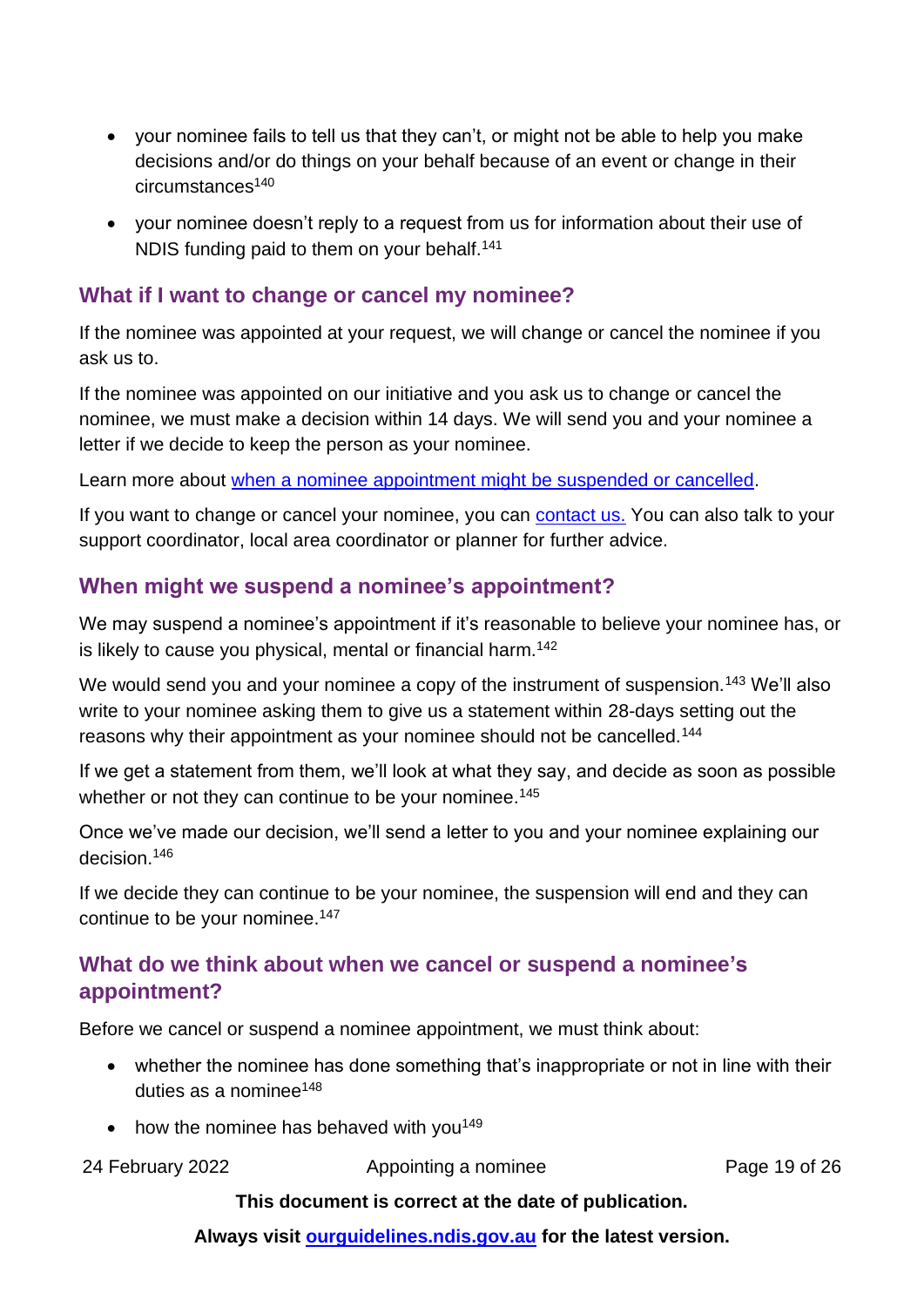- your nominee fails to tell us that they can't, or might not be able to help you make decisions and/or do things on your behalf because of an event or change in their circumstances[140]
- your nominee doesn't reply to a request from us for information about their use of NDIS funding paid to them on your behalf.[141]

## What if I want to change or cancel my nominee?

If the nominee was appointed at your request, we will change or cancel the nominee if you ask us to.

If the nominee was appointed on our initiative and you ask us to change or cancel the nominee, we must make a decision within 14 days. We will send you and your nominee a letter if we decide to keep the person as your nominee.

Learn more about [when a nominee appointment might be suspended or cancelled](#).

If you want to change or cancel your nominee, you can [contact us.](#) You can also talk to your support coordinator, local area coordinator or planner for further advice.

## When might we suspend a nominee's appointment?

We may suspend a nominee's appointment if it's reasonable to believe your nominee has, or is likely to cause you physical, mental or financial harm.[142]

We would send you and your nominee a copy of the instrument of suspension.[143] We'll also write to your nominee asking them to give us a statement within 28-days setting out the reasons why their appointment as your nominee should not be cancelled.[144]

If we get a statement from them, we'll look at what they say, and decide as soon as possible whether or not they can continue to be your nominee.[145]

Once we've made our decision, we'll send a letter to you and your nominee explaining our decision.[146]

If we decide they can continue to be your nominee, the suspension will end and they can continue to be your nominee.[147]

## What do we think about when we cancel or suspend a nominee's appointment?

Before we cancel or suspend a nominee appointment, we must think about:

- whether the nominee has done something that's inappropriate or not in line with their duties as a nominee[148]
- how the nominee has behaved with you[149]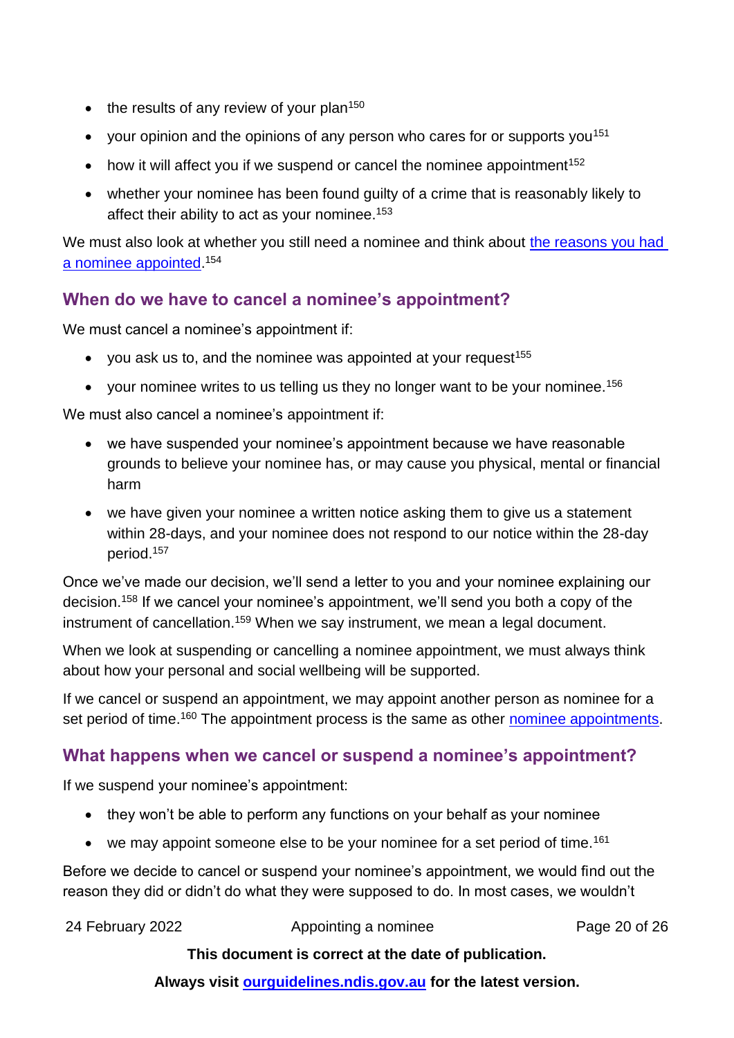- the results of any review of your plan[150]
- your opinion and the opinions of any person who cares for or supports you[151]
- how it will affect you if we suspend or cancel the nominee appointment[152]
- whether your nominee has been found guilty of a crime that is reasonably likely to affect their ability to act as your nominee.[153]

We must also look at whether you still need a nominee and think about [the reasons you had a nominee appointed](#).[154]

## When do we have to cancel a nominee's appointment?

We must cancel a nominee's appointment if:

- you ask us to, and the nominee was appointed at your request[155]
- your nominee writes to us telling us they no longer want to be your nominee.[156]

We must also cancel a nominee's appointment if:

- we have suspended your nominee's appointment because we have reasonable grounds to believe your nominee has, or may cause you physical, mental or financial harm
- we have given your nominee a written notice asking them to give us a statement within 28-days, and your nominee does not respond to our notice within the 28-day period.[157]

Once we've made our decision, we'll send a letter to you and your nominee explaining our decision.[158] If we cancel your nominee's appointment, we'll send you both a copy of the instrument of cancellation.[159] When we say instrument, we mean a legal document.

When we look at suspending or cancelling a nominee appointment, we must always think about how your personal and social wellbeing will be supported.

If we cancel or suspend an appointment, we may appoint another person as nominee for a set period of time.[160] The appointment process is the same as other [nominee appointments](#).

## What happens when we cancel or suspend a nominee's appointment?

If we suspend your nominee's appointment:

- they won't be able to perform any functions on your behalf as your nominee
- we may appoint someone else to be your nominee for a set period of time.[161]

Before we decide to cancel or suspend your nominee's appointment, we would find out the reason they did or didn't do what they were supposed to do. In most cases, we wouldn't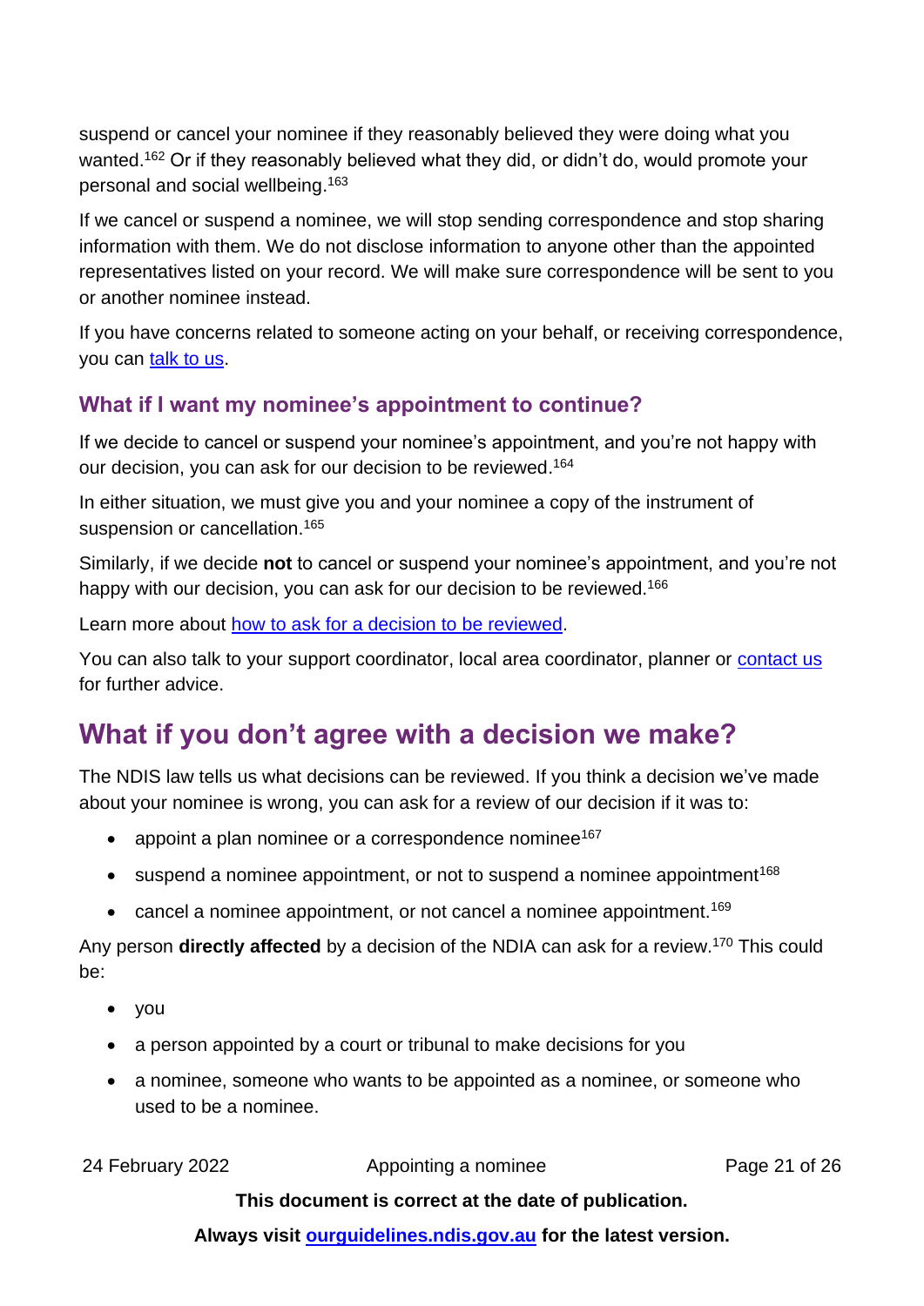suspend or cancel your nominee if they reasonably believed they were doing what you wanted.[162] Or if they reasonably believed what they did, or didn't do, would promote your personal and social wellbeing.[163]

If we cancel or suspend a nominee, we will stop sending correspondence and stop sharing information with them. We do not disclose information to anyone other than the appointed representatives listed on your record. We will make sure correspondence will be sent to you or another nominee instead.

If you have concerns related to someone acting on your behalf, or receiving correspondence, you can [talk to us].

### What if I want my nominee's appointment to continue?

If we decide to cancel or suspend your nominee's appointment, and you're not happy with our decision, you can ask for our decision to be reviewed.[164]

In either situation, we must give you and your nominee a copy of the instrument of suspension or cancellation.[165]

Similarly, if we decide **not** to cancel or suspend your nominee's appointment, and you're not happy with our decision, you can ask for our decision to be reviewed.[166]

Learn more about [how to ask for a decision to be reviewed].

You can also talk to your support coordinator, local area coordinator, planner or [contact us] for further advice.

## What if you don't agree with a decision we make?

The NDIS law tells us what decisions can be reviewed. If you think a decision we've made about your nominee is wrong, you can ask for a review of our decision if it was to:

- appoint a plan nominee or a correspondence nominee[167]
- suspend a nominee appointment, or not to suspend a nominee appointment[168]
- cancel a nominee appointment, or not cancel a nominee appointment.[169]

Any person **directly affected** by a decision of the NDIA can ask for a review.[170] This could be:

- you
- a person appointed by a court or tribunal to make decisions for you
- a nominee, someone who wants to be appointed as a nominee, or someone who used to be a nominee.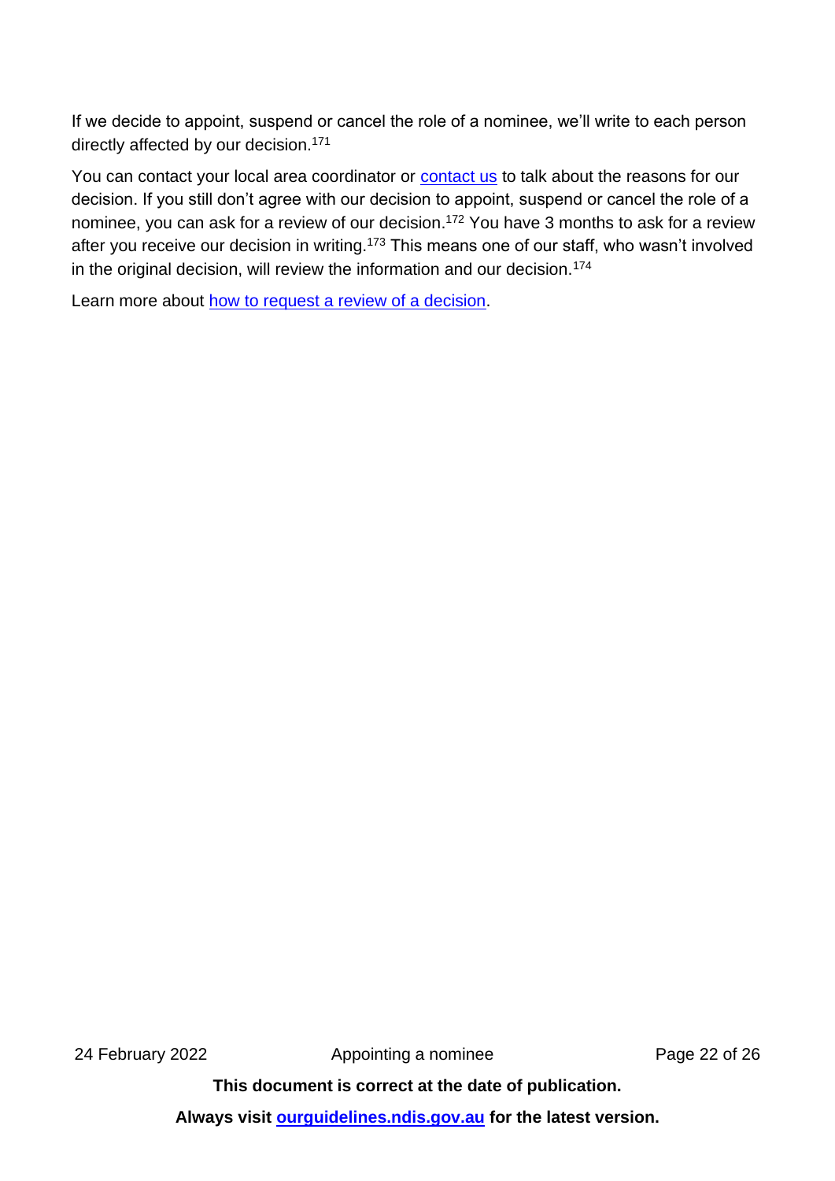If we decide to appoint, suspend or cancel the role of a nominee, we'll write to each person directly affected by our decision.[171]

You can contact your local area coordinator or [contact us](#) to talk about the reasons for our decision. If you still don't agree with our decision to appoint, suspend or cancel the role of a nominee, you can ask for a review of our decision.[172] You have 3 months to ask for a review after you receive our decision in writing.[173] This means one of our staff, who wasn't involved in the original decision, will review the information and our decision.[174]

Learn more about [how to request a review of a decision](#).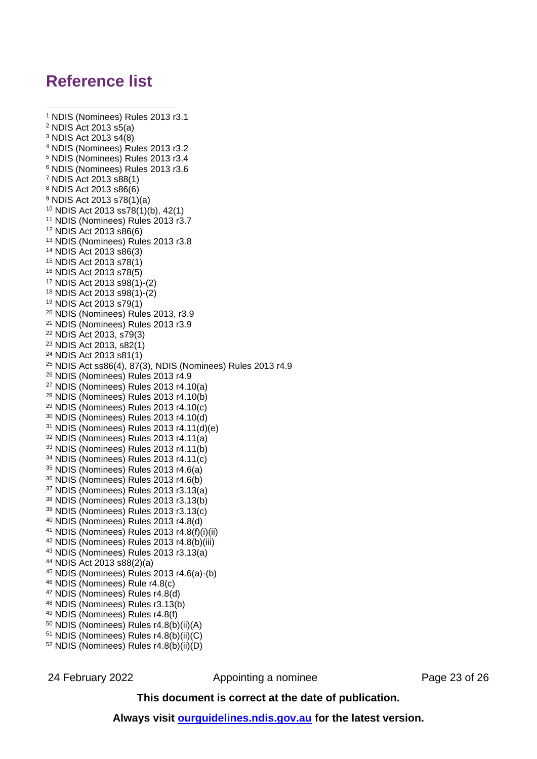# Reference list

[1] NDIS (Nominees) Rules 2013 r3.1
[2] NDIS Act 2013 s5(a)
[3] NDIS Act 2013 s4(8)
[4] NDIS (Nominees) Rules 2013 r3.2
[5] NDIS (Nominees) Rules 2013 r3.4
[6] NDIS (Nominees) Rules 2013 r3.6
[7] NDIS Act 2013 s88(1)
[8] NDIS Act 2013 s86(6)
[9] NDIS Act 2013 s78(1)(a)
[10] NDIS Act 2013 ss78(1)(b), 42(1)
[11] NDIS (Nominees) Rules 2013 r3.7
[12] NDIS Act 2013 s86(6)
[13] NDIS (Nominees) Rules 2013 r3.8
[14] NDIS Act 2013 s86(3)
[15] NDIS Act 2013 s78(1)
[16] NDIS Act 2013 s78(5)
[17] NDIS Act 2013 s98(1)-(2)
[18] NDIS Act 2013 s98(1)-(2)
[19] NDIS Act 2013 s79(1)
[20] NDIS (Nominees) Rules 2013, r3.9
[21] NDIS (Nominees) Rules 2013 r3.9
[22] NDIS Act 2013, s79(3)
[23] NDIS Act 2013, s82(1)
[24] NDIS Act 2013 s81(1)
[25] NDIS Act ss86(4), 87(3), NDIS (Nominees) Rules 2013 r4.9
[26] NDIS (Nominees) Rules 2013 r4.9
[27] NDIS (Nominees) Rules 2013 r4.10(a)
[28] NDIS (Nominees) Rules 2013 r4.10(b)
[29] NDIS (Nominees) Rules 2013 r4.10(c)
[30] NDIS (Nominees) Rules 2013 r4.10(d)
[31] NDIS (Nominees) Rules 2013 r4.11(d)(e)
[32] NDIS (Nominees) Rules 2013 r4.11(a)
[33] NDIS (Nominees) Rules 2013 r4.11(b)
[34] NDIS (Nominees) Rules 2013 r4.11(c)
[35] NDIS (Nominees) Rules 2013 r4.6(a)
[36] NDIS (Nominees) Rules 2013 r4.6(b)
[37] NDIS (Nominees) Rules 2013 r3.13(a)
[38] NDIS (Nominees) Rules 2013 r3.13(b)
[39] NDIS (Nominees) Rules 2013 r3.13(c)
[40] NDIS (Nominees) Rules 2013 r4.8(d)
[41] NDIS (Nominees) Rules 2013 r4.8(f)(i)(ii)
[42] NDIS (Nominees) Rules 2013 r4.8(b)(iii)
[43] NDIS (Nominees) Rules 2013 r3.13(a)
[44] NDIS Act 2013 s88(2)(a)
[45] NDIS (Nominees) Rules 2013 r4.6(a)-(b)
[46] NDIS (Nominees) Rule r4.8(c)
[47] NDIS (Nominees) Rules r4.8(d)
[48] NDIS (Nominees) Rules r3.13(b)
[49] NDIS (Nominees) Rules r4.8(f)
[50] NDIS (Nominees) Rules r4.8(b)(ii)(A)
[51] NDIS (Nominees) Rules r4.8(b)(ii)(C)
[52] NDIS (Nominees) Rules r4.8(b)(ii)(D)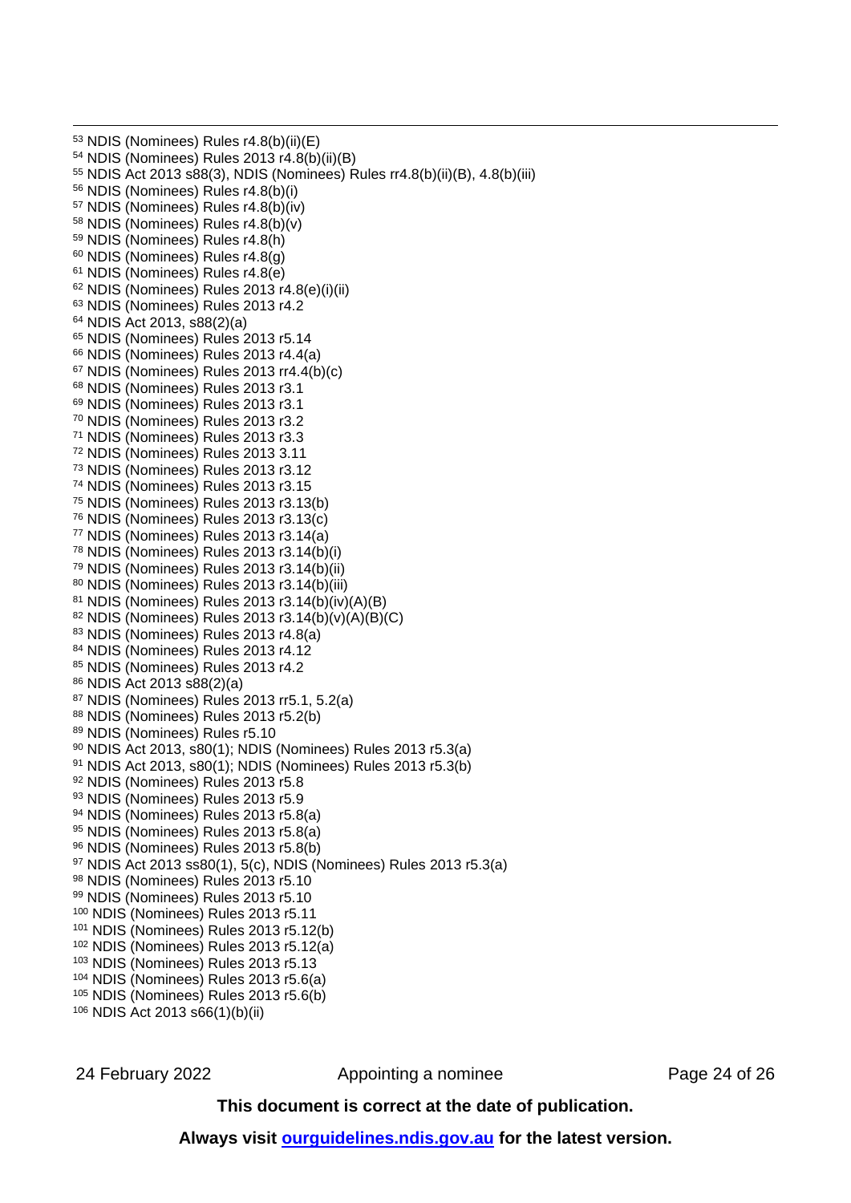[53] NDIS (Nominees) Rules r4.8(b)(ii)(E)

[54] NDIS (Nominees) Rules 2013 r4.8(b)(ii)(B)

[55] NDIS Act 2013 s88(3), NDIS (Nominees) Rules rr4.8(b)(ii)(B), 4.8(b)(iii)

[56] NDIS (Nominees) Rules r4.8(b)(i)

[57] NDIS (Nominees) Rules r4.8(b)(iv)

[58] NDIS (Nominees) Rules r4.8(b)(v)

[59] NDIS (Nominees) Rules r4.8(h)

[60] NDIS (Nominees) Rules r4.8(g)

[61] NDIS (Nominees) Rules r4.8(e)

[62] NDIS (Nominees) Rules 2013 r4.8(e)(i)(ii)

[63] NDIS (Nominees) Rules 2013 r4.2

[64] NDIS Act 2013, s88(2)(a)

[65] NDIS (Nominees) Rules 2013 r5.14

[66] NDIS (Nominees) Rules 2013 r4.4(a)

[67] NDIS (Nominees) Rules 2013 rr4.4(b)(c)

[68] NDIS (Nominees) Rules 2013 r3.1

[69] NDIS (Nominees) Rules 2013 r3.1

[70] NDIS (Nominees) Rules 2013 r3.2

[71] NDIS (Nominees) Rules 2013 r3.3

[72] NDIS (Nominees) Rules 2013 3.11

[73] NDIS (Nominees) Rules 2013 r3.12

[74] NDIS (Nominees) Rules 2013 r3.15

[75] NDIS (Nominees) Rules 2013 r3.13(b)

[76] NDIS (Nominees) Rules 2013 r3.13(c)

[77] NDIS (Nominees) Rules 2013 r3.14(a)

[78] NDIS (Nominees) Rules 2013 r3.14(b)(i)

[79] NDIS (Nominees) Rules 2013 r3.14(b)(ii)

[80] NDIS (Nominees) Rules 2013 r3.14(b)(iii)

[81] NDIS (Nominees) Rules 2013 r3.14(b)(iv)(A)(B)

[82] NDIS (Nominees) Rules 2013 r3.14(b)(v)(A)(B)(C)

[83] NDIS (Nominees) Rules 2013 r4.8(a)

[84] NDIS (Nominees) Rules 2013 r4.12

[85] NDIS (Nominees) Rules 2013 r4.2

[86] NDIS Act 2013 s88(2)(a)

[87] NDIS (Nominees) Rules 2013 rr5.1, 5.2(a)

[88] NDIS (Nominees) Rules 2013 r5.2(b)

[89] NDIS (Nominees) Rules r5.10

[90] NDIS Act 2013, s80(1); NDIS (Nominees) Rules 2013 r5.3(a)

[91] NDIS Act 2013, s80(1); NDIS (Nominees) Rules 2013 r5.3(b)

[92] NDIS (Nominees) Rules 2013 r5.8

[93] NDIS (Nominees) Rules 2013 r5.9

[94] NDIS (Nominees) Rules 2013 r5.8(a)

[95] NDIS (Nominees) Rules 2013 r5.8(a)

[96] NDIS (Nominees) Rules 2013 r5.8(b)

[97] NDIS Act 2013 ss80(1), 5(c), NDIS (Nominees) Rules 2013 r5.3(a)

[98] NDIS (Nominees) Rules 2013 r5.10

[99] NDIS (Nominees) Rules 2013 r5.10

[100] NDIS (Nominees) Rules 2013 r5.11

[101] NDIS (Nominees) Rules 2013 r5.12(b)

[102] NDIS (Nominees) Rules 2013 r5.12(a)

[103] NDIS (Nominees) Rules 2013 r5.13

[104] NDIS (Nominees) Rules 2013 r5.6(a)

[105] NDIS (Nominees) Rules 2013 r5.6(b)

[106] NDIS Act 2013 s66(1)(b)(ii)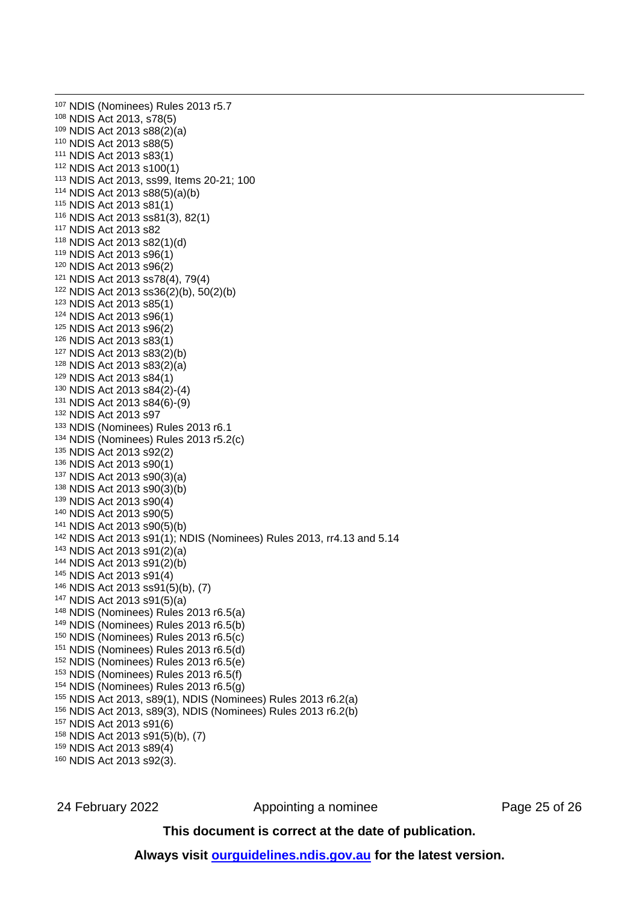[107] NDIS (Nominees) Rules 2013 r5.7
[108] NDIS Act 2013, s78(5)
[109] NDIS Act 2013 s88(2)(a)
[110] NDIS Act 2013 s88(5)
[111] NDIS Act 2013 s83(1)
[112] NDIS Act 2013 s100(1)
[113] NDIS Act 2013, ss99, Items 20-21; 100
[114] NDIS Act 2013 s88(5)(a)(b)
[115] NDIS Act 2013 s81(1)
[116] NDIS Act 2013 ss81(3), 82(1)
[117] NDIS Act 2013 s82
[118] NDIS Act 2013 s82(1)(d)
[119] NDIS Act 2013 s96(1)
[120] NDIS Act 2013 s96(2)
[121] NDIS Act 2013 ss78(4), 79(4)
[122] NDIS Act 2013 ss36(2)(b), 50(2)(b)
[123] NDIS Act 2013 s85(1)
[124] NDIS Act 2013 s96(1)
[125] NDIS Act 2013 s96(2)
[126] NDIS Act 2013 s83(1)
[127] NDIS Act 2013 s83(2)(b)
[128] NDIS Act 2013 s83(2)(a)
[129] NDIS Act 2013 s84(1)
[130] NDIS Act 2013 s84(2)-(4)
[131] NDIS Act 2013 s84(6)-(9)
[132] NDIS Act 2013 s97
[133] NDIS (Nominees) Rules 2013 r6.1
[134] NDIS (Nominees) Rules 2013 r5.2(c)
[135] NDIS Act 2013 s92(2)
[136] NDIS Act 2013 s90(1)
[137] NDIS Act 2013 s90(3)(a)
[138] NDIS Act 2013 s90(3)(b)
[139] NDIS Act 2013 s90(4)
[140] NDIS Act 2013 s90(5)
[141] NDIS Act 2013 s90(5)(b)
[142] NDIS Act 2013 s91(1); NDIS (Nominees) Rules 2013, rr4.13 and 5.14
[143] NDIS Act 2013 s91(2)(a)
[144] NDIS Act 2013 s91(2)(b)
[145] NDIS Act 2013 s91(4)
[146] NDIS Act 2013 ss91(5)(b), (7)
[147] NDIS Act 2013 s91(5)(a)
[148] NDIS (Nominees) Rules 2013 r6.5(a)
[149] NDIS (Nominees) Rules 2013 r6.5(b)
[150] NDIS (Nominees) Rules 2013 r6.5(c)
[151] NDIS (Nominees) Rules 2013 r6.5(d)
[152] NDIS (Nominees) Rules 2013 r6.5(e)
[153] NDIS (Nominees) Rules 2013 r6.5(f)
[154] NDIS (Nominees) Rules 2013 r6.5(g)
[155] NDIS Act 2013, s89(1), NDIS (Nominees) Rules 2013 r6.2(a)
[156] NDIS Act 2013, s89(3), NDIS (Nominees) Rules 2013 r6.2(b)
[157] NDIS Act 2013 s91(6)
[158] NDIS Act 2013 s91(5)(b), (7)
[159] NDIS Act 2013 s89(4)
[160] NDIS Act 2013 s92(3).

**This document is correct at the date of publication.**

**Always visit [ourguidelines.ndis.gov.au](ourguidelines.ndis.gov.au) for the latest version.**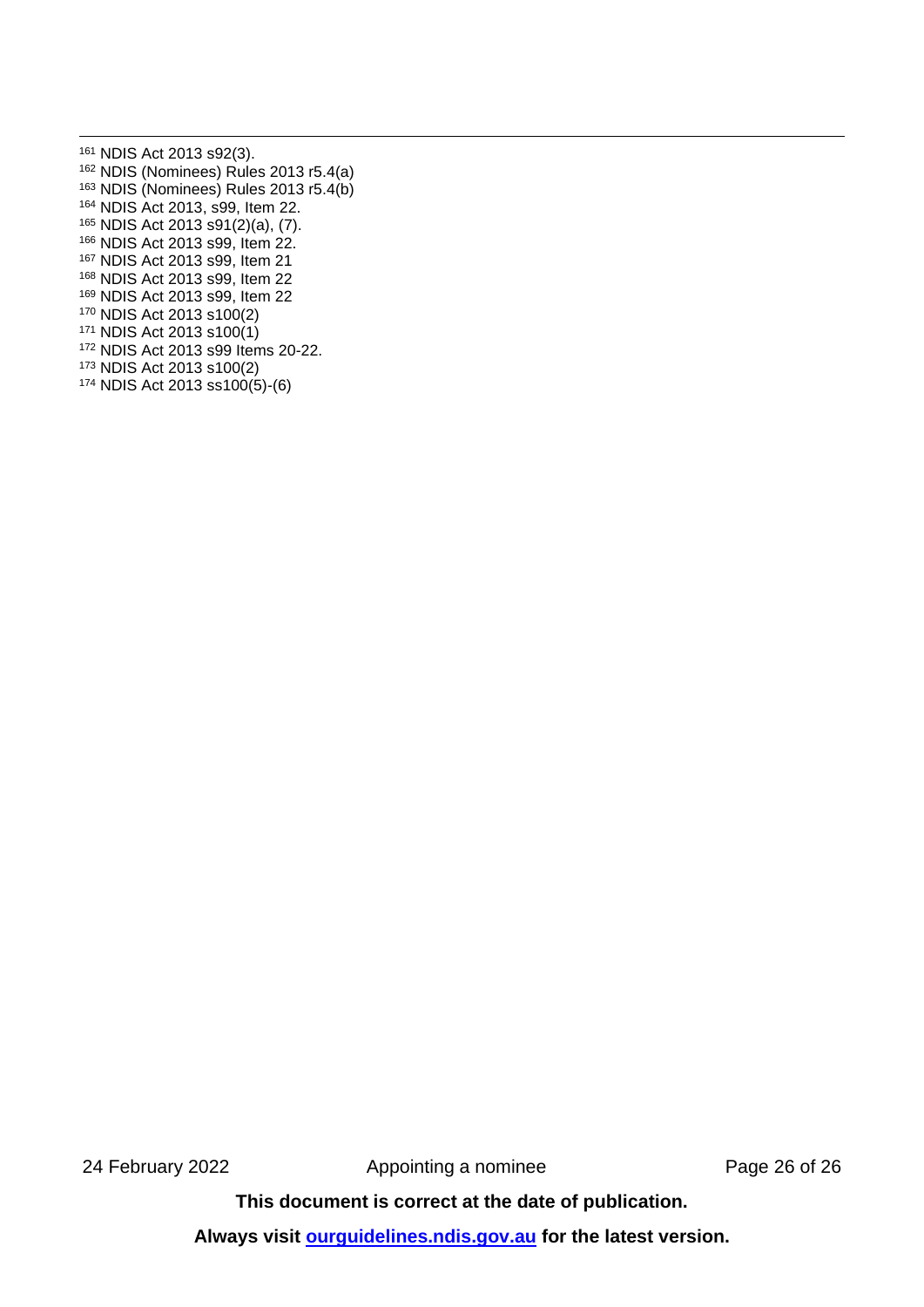[161] NDIS Act 2013 s92(3).
[162] NDIS (Nominees) Rules 2013 r5.4(a)
[163] NDIS (Nominees) Rules 2013 r5.4(b)
[164] NDIS Act 2013, s99, Item 22.
[165] NDIS Act 2013 s91(2)(a), (7).
[166] NDIS Act 2013 s99, Item 22.
[167] NDIS Act 2013 s99, Item 21
[168] NDIS Act 2013 s99, Item 22
[169] NDIS Act 2013 s99, Item 22
[170] NDIS Act 2013 s100(2)
[171] NDIS Act 2013 s100(1)
[172] NDIS Act 2013 s99 Items 20-22.
[173] NDIS Act 2013 s100(2)
[174] NDIS Act 2013 ss100(5)-(6)